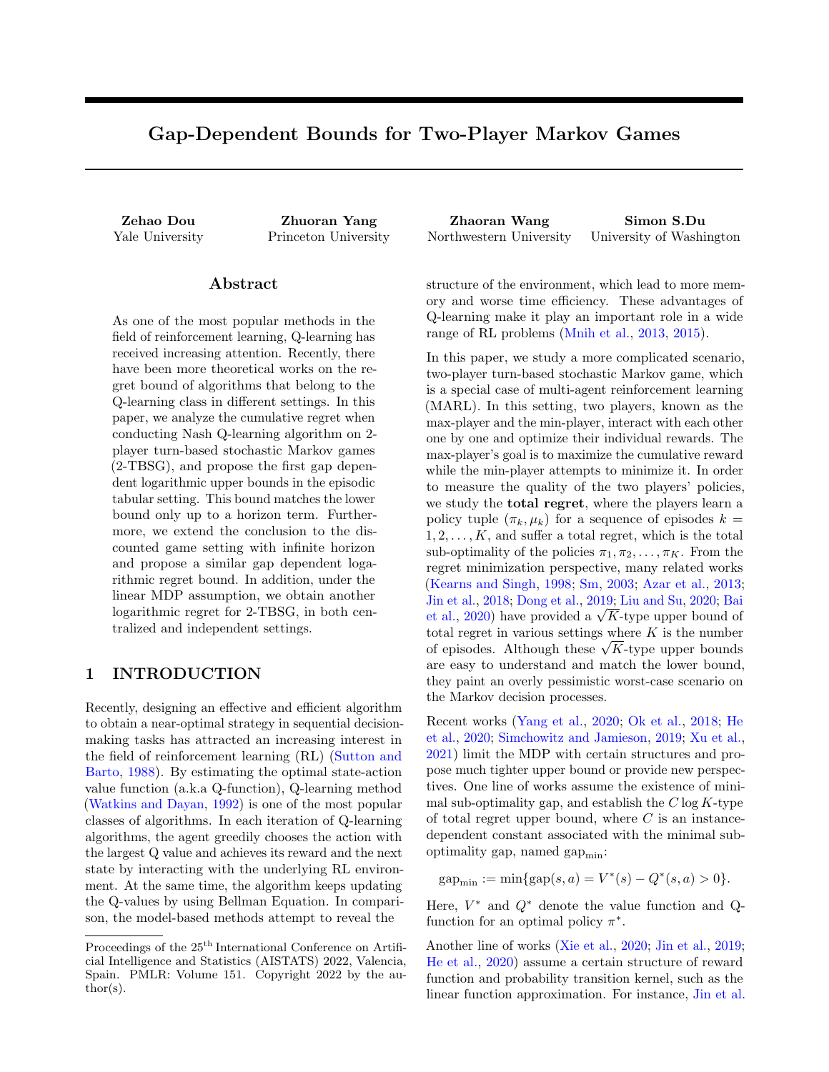# Gap-Dependent Bounds for Two-Player Markov Games

**Zehao Dou**
Yale University

**Zhuoran Yang**
Princeton University

**Zhaoran Wang**
Northwestern University

**Simon S.Du**
University of Washington

## Abstract

As one of the most popular methods in the field of reinforcement learning, Q-learning has received increasing attention. Recently, there have been more theoretical works on the regret bound of algorithms that belong to the Q-learning class in different settings. In this paper, we analyze the cumulative regret when conducting Nash Q-learning algorithm on 2-player turn-based stochastic Markov games (2-TBSG), and propose the first gap dependent logarithmic upper bounds in the episodic tabular setting. This bound matches the lower bound only up to a horizon term. Furthermore, we extend the conclusion to the discounted game setting with infinite horizon and propose a similar gap dependent logarithmic regret bound. In addition, under the linear MDP assumption, we obtain another logarithmic regret for 2-TBSG, in both centralized and independent settings.

## 1 INTRODUCTION

Recently, designing an effective and efficient algorithm to obtain a near-optimal strategy in sequential decision-making tasks has attracted an increasing interest in the field of reinforcement learning (RL) (Sutton and Barto, 1988). By estimating the optimal state-action value function (a.k.a Q-function), Q-learning method (Watkins and Dayan, 1992) is one of the most popular classes of algorithms. In each iteration of Q-learning algorithms, the agent greedily chooses the action with the largest Q value and achieves its reward and the next state by interacting with the underlying RL environment. At the same time, the algorithm keeps updating the Q-values by using Bellman Equation. In comparison, the model-based methods attempt to reveal the structure of the environment, which lead to more memory and worse time efficiency. These advantages of Q-learning make it play an important role in a wide range of RL problems (Mnih et al., 2013, 2015).

In this paper, we study a more complicated scenario, two-player turn-based stochastic Markov game, which is a special case of multi-agent reinforcement learning (MARL). In this setting, two players, known as the max-player and the min-player, interact with each other one by one and optimize their individual rewards. The max-player's goal is to maximize the cumulative reward while the min-player attempts to minimize it. In order to measure the quality of the two players' policies, we study the **total regret**, where the players learn a policy tuple $(\pi_k, \mu_k)$ for a sequence of episodes $k = 1, 2, \ldots, K$, and suffer a total regret, which is the total sub-optimality of the policies $\pi_1, \pi_2, \ldots, \pi_K$. From the regret minimization perspective, many related works (Kearns and Singh, 1998; Sm, 2003; Azar et al., 2013; Jin et al., 2018; Dong et al., 2019; Liu and Su, 2020; Bai et al., 2020) have provided a $\sqrt{K}$-type upper bound of total regret in various settings where $K$ is the number of episodes. Although these $\sqrt{K}$-type upper bounds are easy to understand and match the lower bound, they paint an overly pessimistic worst-case scenario on the Markov decision processes.

Recent works (Yang et al., 2020; Ok et al., 2018; He et al., 2020; Simchowitz and Jamieson, 2019; Xu et al., 2021) limit the MDP with certain structures and propose much tighter upper bound or provide new perspectives. One line of works assume the existence of minimal sub-optimality gap, and establish the $C \log K$-type of total regret upper bound, where $C$ is an instance-dependent constant associated with the minimal sub-optimality gap, named $\text{gap}_{\min}$:

$$\text{gap}_{\min} := \min\{\text{gap}(s, a) = V^*(s) - Q^*(s, a) > 0\}.$$

Here, $V^*$ and $Q^*$ denote the value function and Q-function for an optimal policy $\pi^*$.

Another line of works (Xie et al., 2020; Jin et al., 2019; He et al., 2020) assume a certain structure of reward function and probability transition kernel, such as the linear function approximation. For instance, Jin et al.

Proceedings of the 25th International Conference on Artificial Intelligence and Statistics (AISTATS) 2022, Valencia, Spain. PMLR: Volume 151. Copyright 2022 by the author(s).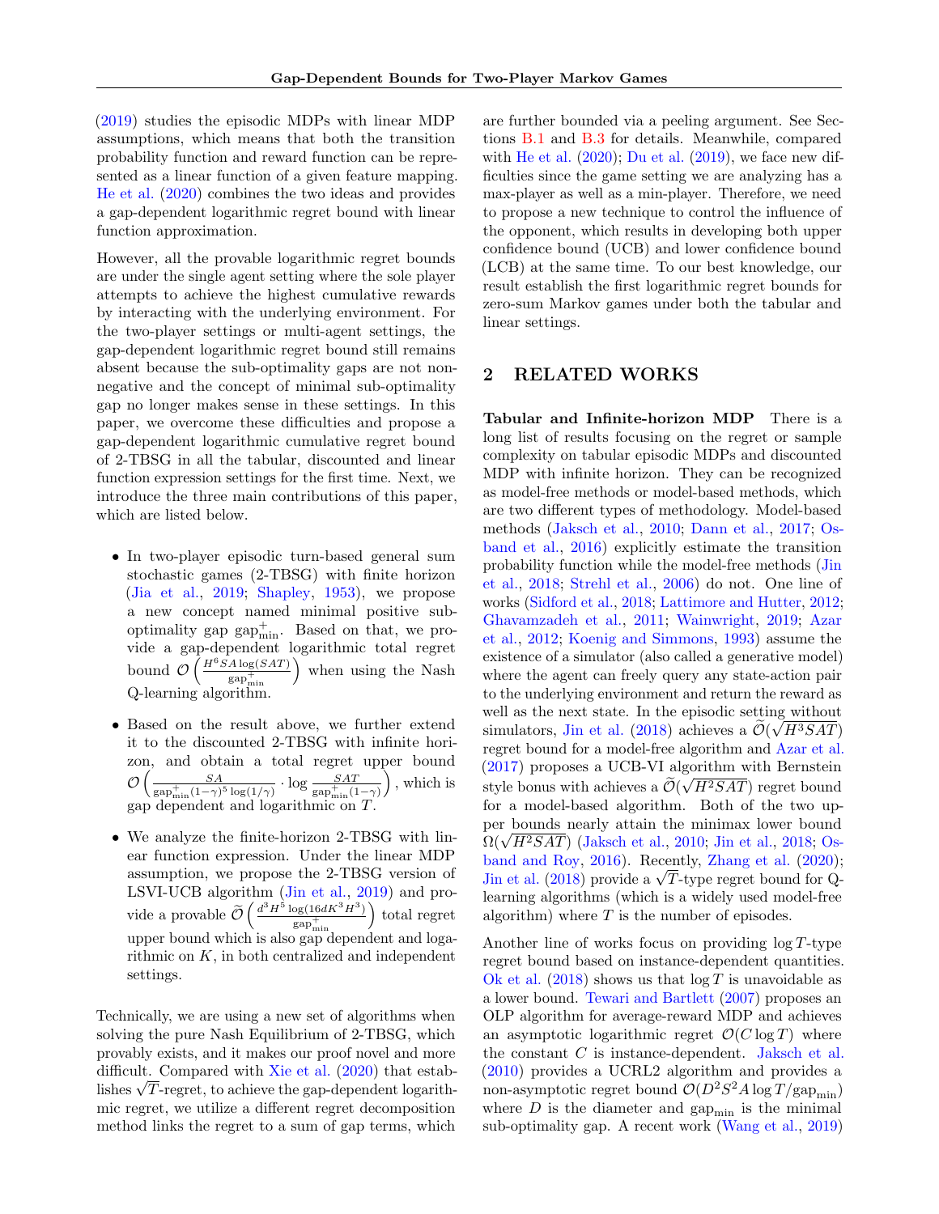(2019) studies the episodic MDPs with linear MDP assumptions, which means that both the transition probability function and reward function can be represented as a linear function of a given feature mapping. He et al. (2020) combines the two ideas and provides a gap-dependent logarithmic regret bound with linear function approximation.

However, all the provable logarithmic regret bounds are under the single agent setting where the sole player attempts to achieve the highest cumulative rewards by interacting with the underlying environment. For the two-player settings or multi-agent settings, the gap-dependent logarithmic regret bound still remains absent because the sub-optimality gaps are not non-negative and the concept of minimal sub-optimality gap no longer makes sense in these settings. In this paper, we overcome these difficulties and propose a gap-dependent logarithmic cumulative regret bound of 2-TBSG in all the tabular, discounted and linear function expression settings for the first time. Next, we introduce the three main contributions of this paper, which are listed below.

- In two-player episodic turn-based general sum stochastic games (2-TBSG) with finite horizon (Jia et al., 2019; Shapley, 1953), we propose a new concept named minimal positive sub-optimality gap $\text{gap}_{\min}^{+}$. Based on that, we provide a gap-dependent logarithmic total regret bound $\mathcal{O}\left(\frac{H^6 SA \log(SAT)}{\text{gap}_{\min}^{+}}\right)$ when using the Nash Q-learning algorithm.
- Based on the result above, we further extend it to the discounted 2-TBSG with infinite horizon, and obtain a total regret upper bound $\mathcal{O}\left(\frac{SA}{\text{gap}_{\min}^{+}(1-\gamma)^5 \log(1/\gamma)} \cdot \log \frac{SAT}{\text{gap}_{\min}^{+}(1-\gamma)}\right)$, which is gap dependent and logarithmic on $T$.
- We analyze the finite-horizon 2-TBSG with linear function expression. Under the linear MDP assumption, we propose the 2-TBSG version of LSVI-UCB algorithm (Jin et al., 2019) and provide a provable $\widetilde{\mathcal{O}}\left(\frac{d^3 H^5 \log(16dK^3H^3)}{\text{gap}_{\min}^{+}}\right)$ total regret upper bound which is also gap dependent and logarithmic on $K$, in both centralized and independent settings.

Technically, we are using a new set of algorithms when solving the pure Nash Equilibrium of 2-TBSG, which provably exists, and it makes our proof novel and more difficult. Compared with Xie et al. (2020) that establishes $\sqrt{T}$-regret, to achieve the gap-dependent logarithmic regret, we utilize a different regret decomposition method links the regret to a sum of gap terms, which are further bounded via a peeling argument. See Sections B.1 and B.3 for details. Meanwhile, compared with He et al. (2020); Du et al. (2019), we face new difficulties since the game setting we are analyzing has a max-player as well as a min-player. Therefore, we need to propose a new technique to control the influence of the opponent, which results in developing both upper confidence bound (UCB) and lower confidence bound (LCB) at the same time. To our best knowledge, our result establish the first logarithmic regret bounds for zero-sum Markov games under both the tabular and linear settings.

## 2 RELATED WORKS

**Tabular and Infinite-horizon MDP** There is a long list of results focusing on the regret or sample complexity on tabular episodic MDPs and discounted MDP with infinite horizon. They can be recognized as model-free methods or model-based methods, which are two different types of methodology. Model-based methods (Jaksch et al., 2010; Dann et al., 2017; Osband et al., 2016) explicitly estimate the transition probability function while the model-free methods (Jin et al., 2018; Strehl et al., 2006) do not. One line of works (Sidford et al., 2018; Lattimore and Hutter, 2012; Ghavamzadeh et al., 2011; Wainwright, 2019; Azar et al., 2012; Koenig and Simmons, 1993) assume the existence of a simulator (also called a generative model) where the agent can freely query any state-action pair to the underlying environment and return the reward as well as the next state. In the episodic setting without simulators, Jin et al. (2018) achieves a $\widetilde{\mathcal{O}}(\sqrt{H^3SAT})$ regret bound for a model-free algorithm and Azar et al. (2017) proposes a UCB-VI algorithm with Bernstein style bonus with achieves a $\widetilde{\mathcal{O}}(\sqrt{H^2SAT})$ regret bound for a model-based algorithm. Both of the two upper bounds nearly attain the minimax lower bound $\Omega(\sqrt{H^2SAT})$ (Jaksch et al., 2010; Jin et al., 2018; Osband and Roy, 2016). Recently, Zhang et al. (2020); Jin et al. (2018) provide a $\sqrt{T}$-type regret bound for Q-learning algorithms (which is a widely used model-free algorithm) where $T$ is the number of episodes.

Another line of works focus on providing $\log T$-type regret bound based on instance-dependent quantities. Ok et al. (2018) shows us that $\log T$ is unavoidable as a lower bound. Tewari and Bartlett (2007) proposes an OLP algorithm for average-reward MDP and achieves an asymptotic logarithmic regret $\mathcal{O}(C \log T)$ where the constant $C$ is instance-dependent. Jaksch et al. (2010) provides a UCRL2 algorithm and provides a non-asymptotic regret bound $\mathcal{O}(D^2S^2A \log T/\text{gap}_{\min})$ where $D$ is the diameter and $\text{gap}_{\min}$ is the minimal sub-optimality gap. A recent work (Wang et al., 2019)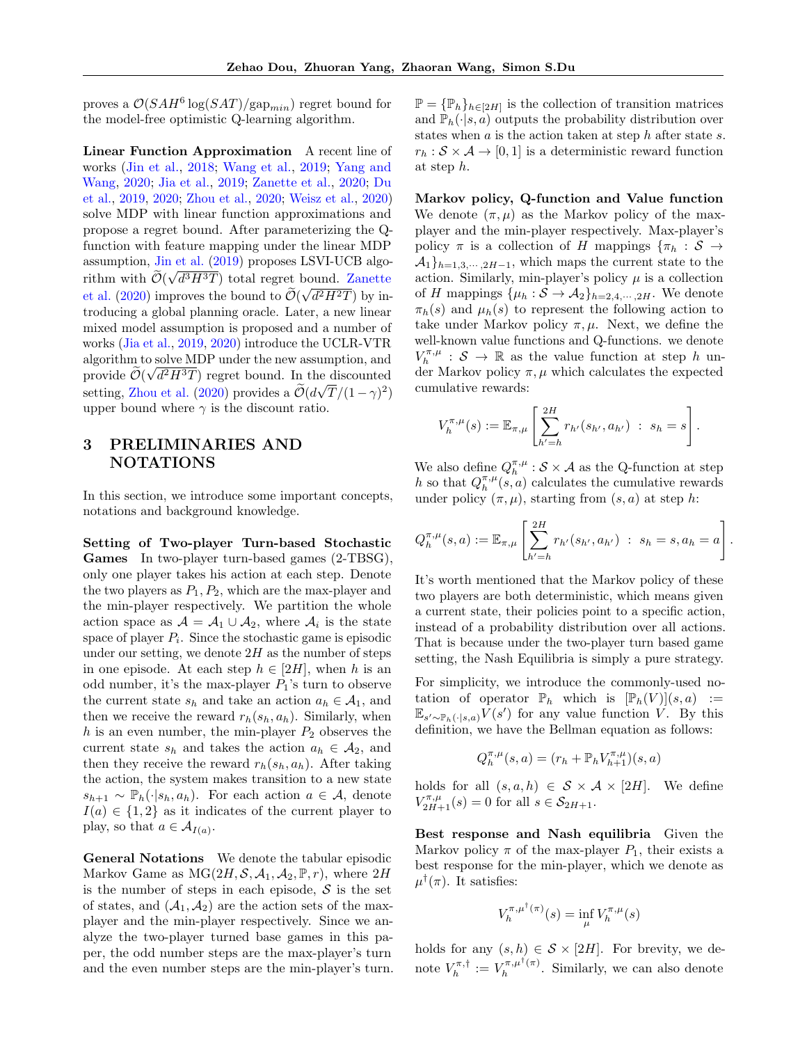proves a $\mathcal{O}(SAH^6 \log(SAT)/\text{gap}_{min})$ regret bound for the model-free optimistic Q-learning algorithm.

**Linear Function Approximation** A recent line of works (Jin et al., 2018; Wang et al., 2019; Yang and Wang, 2020; Jia et al., 2019; Zanette et al., 2020; Du et al., 2019, 2020; Zhou et al., 2020; Weisz et al., 2020) solve MDP with linear function approximations and propose a regret bound. After parameterizing the Q-function with feature mapping under the linear MDP assumption, Jin et al. (2019) proposes LSVI-UCB algorithm with $\widetilde{\mathcal{O}}(\sqrt{d^3H^3T})$ total regret bound. Zanette et al. (2020) improves the bound to $\widetilde{\mathcal{O}}(\sqrt{d^2H^2T})$ by introducing a global planning oracle. Later, a new linear mixed model assumption is proposed and a number of works (Jia et al., 2019, 2020) introduce the UCLR-VTR algorithm to solve MDP under the new assumption, and provide $\widetilde{\mathcal{O}}(\sqrt{d^2H^3T})$ regret bound. In the discounted setting, Zhou et al. (2020) provides a $\widetilde{\mathcal{O}}(d\sqrt{T}/(1-\gamma)^2)$ upper bound where $\gamma$ is the discount ratio.

# 3 PRELIMINARIES AND NOTATIONS

In this section, we introduce some important concepts, notations and background knowledge.

**Setting of Two-player Turn-based Stochastic Games** In two-player turn-based games (2-TBSG), only one player takes his action at each step. Denote the two players as $P_1, P_2$, which are the max-player and the min-player respectively. We partition the whole action space as $\mathcal{A} = \mathcal{A}_1 \cup \mathcal{A}_2$, where $\mathcal{A}_i$ is the state space of player $P_i$. Since the stochastic game is episodic under our setting, we denote $2H$ as the number of steps in one episode. At each step $h \in [2H]$, when $h$ is an odd number, it's the max-player $P_1$'s turn to observe the current state $s_h$ and take an action $a_h \in \mathcal{A}_1$, and then we receive the reward $r_h(s_h, a_h)$. Similarly, when $h$ is an even number, the min-player $P_2$ observes the current state $s_h$ and takes the action $a_h \in \mathcal{A}_2$, and then they receive the reward $r_h(s_h, a_h)$. After taking the action, the system makes transition to a new state $s_{h+1} \sim \mathbb{P}_h(\cdot|s_h, a_h)$. For each action $a \in \mathcal{A}$, denote $I(a) \in \{1, 2\}$ as it indicates of the current player to play, so that $a \in \mathcal{A}_{I(a)}$.

**General Notations** We denote the tabular episodic Markov Game as $\text{MG}(2H, \mathcal{S}, \mathcal{A}_1, \mathcal{A}_2, \mathbb{P}, r)$, where $2H$ is the number of steps in each episode, $\mathcal{S}$ is the set of states, and $(\mathcal{A}_1, \mathcal{A}_2)$ are the action sets of the max-player and the min-player respectively. Since we analyze the two-player turned base games in this paper, the odd number steps are the max-player's turn and the even number steps are the min-player's turn. $\mathbb{P} = \{\mathbb{P}_h\}_{h\in[2H]}$ is the collection of transition matrices and $\mathbb{P}_h(\cdot|s, a)$ outputs the probability distribution over states when $a$ is the action taken at step $h$ after state $s$. $r_h : \mathcal{S} \times \mathcal{A} \to [0, 1]$ is a deterministic reward function at step $h$.

**Markov policy, Q-function and Value function** We denote $(\pi, \mu)$ as the Markov policy of the max-player and the min-player respectively. Max-player's policy $\pi$ is a collection of $H$ mappings $\{\pi_h : \mathcal{S} \to \mathcal{A}_1\}_{h=1,3,\cdots,2H-1}$, which maps the current state to the action. Similarly, min-player's policy $\mu$ is a collection of $H$ mappings $\{\mu_h : \mathcal{S} \to \mathcal{A}_2\}_{h=2,4,\cdots,2H}$. We denote $\pi_h(s)$ and $\mu_h(s)$ to represent the following action to take under Markov policy $\pi, \mu$. Next, we define the well-known value functions and Q-functions. we denote $V_h^{\pi,\mu} : \mathcal{S} \to \mathbb{R}$ as the value function at step $h$ under Markov policy $\pi, \mu$ which calculates the expected cumulative rewards:

$$V_h^{\pi,\mu}(s) := \mathbb{E}_{\pi,\mu}\left[\sum_{h'=h}^{2H} r_{h'}(s_{h'}, a_{h'}) \ : \ s_h = s\right].$$

We also define $Q_h^{\pi,\mu} : \mathcal{S} \times \mathcal{A}$ as the Q-function at step $h$ so that $Q_h^{\pi,\mu}(s, a)$ calculates the cumulative rewards under policy $(\pi, \mu)$, starting from $(s, a)$ at step $h$:

$$Q_h^{\pi,\mu}(s, a) := \mathbb{E}_{\pi,\mu}\left[\sum_{h'=h}^{2H} r_{h'}(s_{h'}, a_{h'}) \ : \ s_h = s, a_h = a\right].$$

It's worth mentioned that the Markov policy of these two players are both deterministic, which means given a current state, their policies point to a specific action, instead of a probability distribution over all actions. That is because under the two-player turn based game setting, the Nash Equilibria is simply a pure strategy.

For simplicity, we introduce the commonly-used notation of operator $\mathbb{P}_h$ which is $[\mathbb{P}_h(V)](s, a) := \mathbb{E}_{s'\sim\mathbb{P}_h(\cdot|s,a)}V(s')$ for any value function $V$. By this definition, we have the Bellman equation as follows:

$$Q_h^{\pi,\mu}(s, a) = (r_h + \mathbb{P}_h V_{h+1}^{\pi,\mu})(s, a)$$

holds for all $(s, a, h) \in \mathcal{S} \times \mathcal{A} \times [2H]$. We define $V_{2H+1}^{\pi,\mu}(s) = 0$ for all $s \in \mathcal{S}_{2H+1}$.

**Best response and Nash equilibria** Given the Markov policy $\pi$ of the max-player $P_1$, their exists a best response for the min-player, which we denote as $\mu^\dagger(\pi)$. It satisfies:

$$V_h^{\pi,\mu^\dagger(\pi)}(s) = \inf_{\mu} V_h^{\pi,\mu}(s)$$

holds for any $(s, h) \in \mathcal{S} \times [2H]$. For brevity, we denote $V_h^{\pi,\dagger} := V_h^{\pi,\mu^\dagger(\pi)}$. Similarly, we can also denote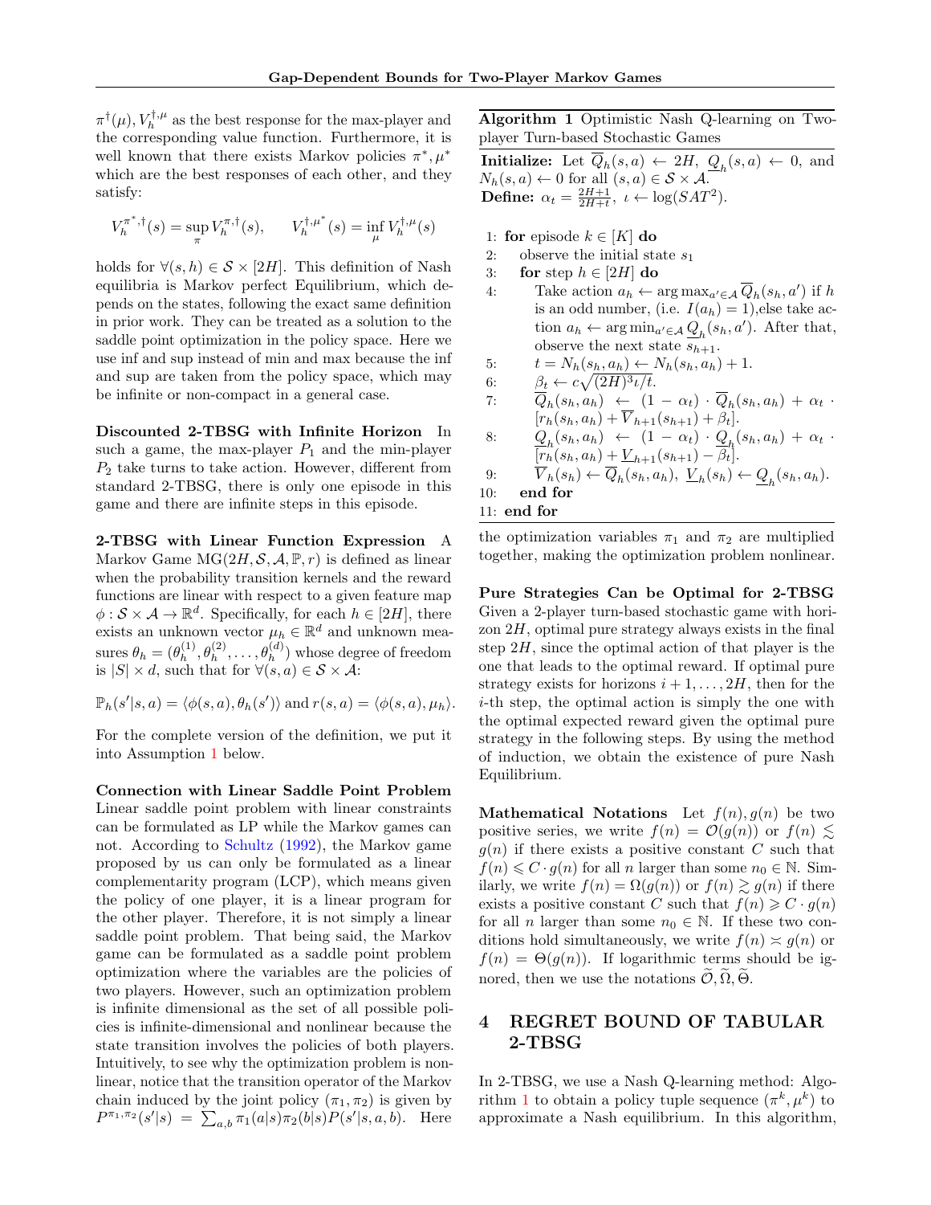$\pi^\dagger(\mu), V_h^{\dagger,\mu}$ as the best response for the max-player and the corresponding value function. Furthermore, it is well known that there exists Markov policies $\pi^*, \mu^*$ which are the best responses of each other, and they satisfy:

$$V_h^{\pi^*,\dagger}(s) = \sup_{\pi} V_h^{\pi,\dagger}(s), \qquad V_h^{\dagger,\mu^*}(s) = \inf_{\mu} V_h^{\dagger,\mu}(s)$$

holds for $\forall (s,h) \in \mathcal{S} \times [2H]$. This definition of Nash equilibria is Markov perfect Equilibrium, which depends on the states, following the exact same definition in prior work. They can be treated as a solution to the saddle point optimization in the policy space. Here we use inf and sup instead of min and max because the inf and sup are taken from the policy space, which may be infinite or non-compact in a general case.

**Discounted 2-TBSG with Infinite Horizon** In such a game, the max-player $P_1$ and the min-player $P_2$ take turns to take action. However, different from standard 2-TBSG, there is only one episode in this game and there are infinite steps in this episode.

**2-TBSG with Linear Function Expression** A Markov Game $\mathrm{MG}(2H, \mathcal{S}, \mathcal{A}, \mathbb{P}, r)$ is defined as linear when the probability transition kernels and the reward functions are linear with respect to a given feature map $\phi : \mathcal{S} \times \mathcal{A} \to \mathbb{R}^d$. Specifically, for each $h \in [2H]$, there exists an unknown vector $\mu_h \in \mathbb{R}^d$ and unknown measures $\theta_h = (\theta_h^{(1)}, \theta_h^{(2)}, \ldots, \theta_h^{(d)})$ whose degree of freedom is $|S| \times d$, such that for $\forall (s,a) \in \mathcal{S} \times \mathcal{A}$:

$$\mathbb{P}_h(s'|s,a) = \langle \phi(s,a), \theta_h(s') \rangle \text{ and } r(s,a) = \langle \phi(s,a), \mu_h \rangle.$$

For the complete version of the definition, we put it into Assumption 1 below.

**Connection with Linear Saddle Point Problem** Linear saddle point problem with linear constraints can be formulated as LP while the Markov games can not. According to Schultz (1992), the Markov game proposed by us can only be formulated as a linear complementarity program (LCP), which means given the policy of one player, it is a linear program for the other player. Therefore, it is not simply a linear saddle point problem. That being said, the Markov game can be formulated as a saddle point problem optimization where the variables are the policies of two players. However, such an optimization problem is infinite dimensional as the set of all possible policies is infinite-dimensional and nonlinear because the state transition involves the policies of both players. Intuitively, to see why the optimization problem is nonlinear, notice that the transition operator of the Markov chain induced by the joint policy $(\pi_1, \pi_2)$ is given by $P^{\pi_1,\pi_2}(s'|s) = \sum_{a,b} \pi_1(a|s)\pi_2(b|s)P(s'|s,a,b)$. Here the optimization variables $\pi_1$ and $\pi_2$ are multiplied together, making the optimization problem nonlinear.

**Algorithm 1** Optimistic Nash Q-learning on Two-player Turn-based Stochastic Games

**Initialize:** Let $\overline{Q}_h(s,a) \leftarrow 2H$, $\underline{Q}_h(s,a) \leftarrow 0$, and $N_h(s,a) \leftarrow 0$ for all $(s,a) \in \mathcal{S} \times \mathcal{A}$.
**Define:** $\alpha_t = \frac{2H+1}{2H+t}$, $\iota \leftarrow \log(SAT^2)$.

```
1: for episode k ∈ [K] do
2:    observe the initial state s_1
3:    for step h ∈ [2H] do
4:       Take action a_h ← argmax_{a'∈A} Q̄_h(s_h, a') if h is an odd number, (i.e. I(a_h) = 1), else take action a_h ← argmin_{a'∈A} Q_h(s_h, a'). After that, observe the next state s_{h+1}.
5:       t = N_h(s_h, a_h) ← N_h(s_h, a_h) + 1.
6:       β_t ← c sqrt((2H)^3 ι / t).
7:       Q̄_h(s_h, a_h) ← (1 − α_t) · Q̄_h(s_h, a_h) + α_t · [r_h(s_h, a_h) + V̄_{h+1}(s_{h+1}) + β_t].
8:       Q_h(s_h, a_h) ← (1 − α_t) · Q_h(s_h, a_h) + α_t · [r_h(s_h, a_h) + V_{h+1}(s_{h+1}) − β_t].
9:       V̄_h(s_h) ← Q̄_h(s_h, a_h), V_h(s_h) ← Q_h(s_h, a_h).
10:   end for
11: end for
```

**Pure Strategies Can be Optimal for 2-TBSG** Given a 2-player turn-based stochastic game with horizon $2H$, optimal pure strategy always exists in the final step $2H$, since the optimal action of that player is the one that leads to the optimal reward. If optimal pure strategy exists for horizons $i+1, \ldots, 2H$, then for the $i$-th step, the optimal action is simply the one with the optimal expected reward given the optimal pure strategy in the following steps. By using the method of induction, we obtain the existence of pure Nash Equilibrium.

**Mathematical Notations** Let $f(n), g(n)$ be two positive series, we write $f(n) = \mathcal{O}(g(n))$ or $f(n) \lesssim g(n)$ if there exists a positive constant $C$ such that $f(n) \leqslant C \cdot g(n)$ for all $n$ larger than some $n_0 \in \mathbb{N}$. Similarly, we write $f(n) = \Omega(g(n))$ or $f(n) \gtrsim g(n)$ if there exists a positive constant $C$ such that $f(n) \geqslant C \cdot g(n)$ for all $n$ larger than some $n_0 \in \mathbb{N}$. If these two conditions hold simultaneously, we write $f(n) \asymp g(n)$ or $f(n) = \Theta(g(n))$. If logarithmic terms should be ignored, then we use the notations $\widetilde{\mathcal{O}}, \widetilde{\Omega}, \widetilde{\Theta}$.

# 4 REGRET BOUND OF TABULAR 2-TBSG

In 2-TBSG, we use a Nash Q-learning method: Algorithm 1 to obtain a policy tuple sequence $(\pi^k, \mu^k)$ to approximate a Nash equilibrium. In this algorithm,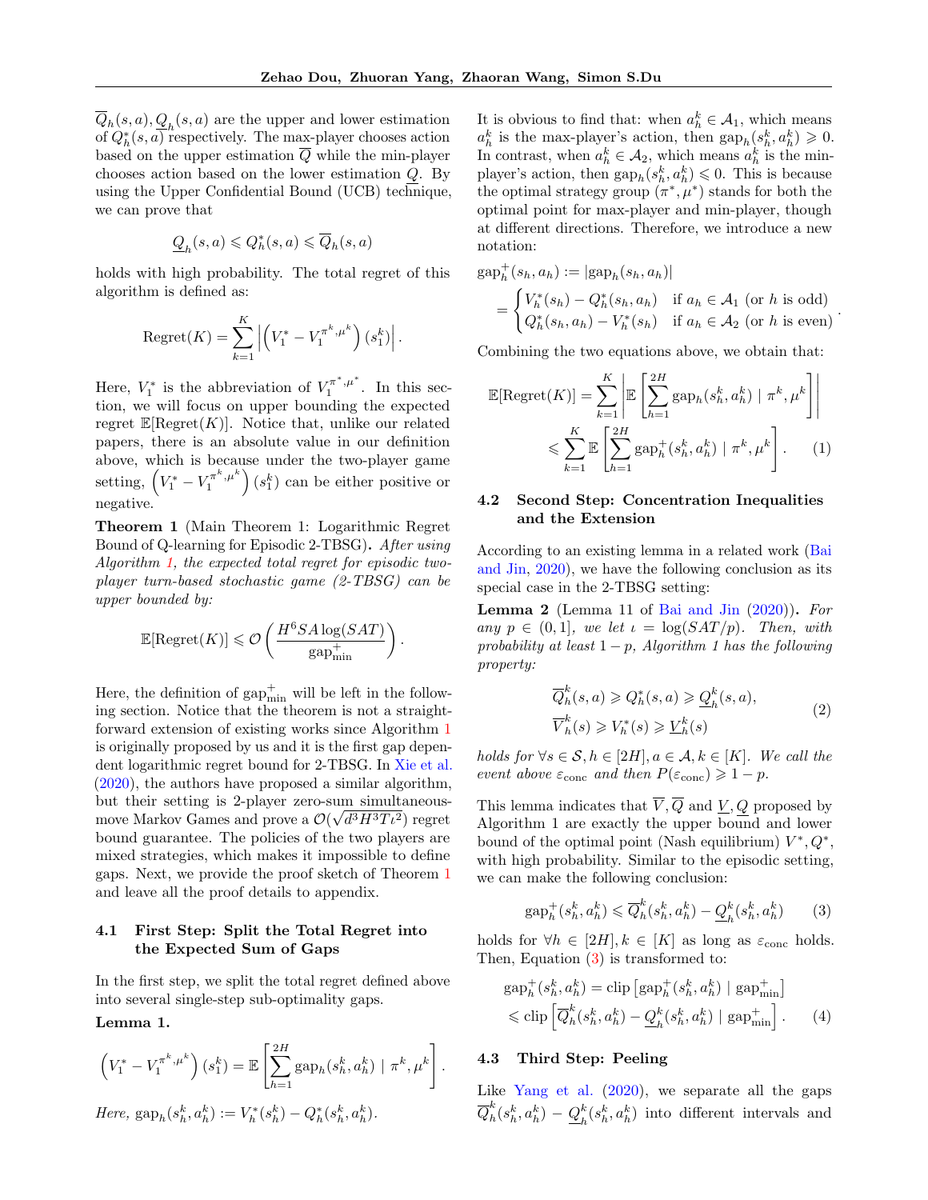$\overline{Q}_h(s,a), \underline{Q}_h(s,a)$ are the upper and lower estimation of $Q_h^*(s,a)$ respectively. The max-player chooses action based on the upper estimation $\overline{Q}$ while the min-player chooses action based on the lower estimation $\underline{Q}$. By using the Upper Confidential Bound (UCB) technique, we can prove that

$$\underline{Q}_h(s,a) \leqslant Q_h^*(s,a) \leqslant \overline{Q}_h(s,a)$$

holds with high probability. The total regret of this algorithm is defined as:

$$\text{Regret}(K) = \sum_{k=1}^{K} \left| \left(V_1^* - V_1^{\pi^k,\mu^k}\right)(s_1^k) \right|.$$

Here, $V_1^*$ is the abbreviation of $V_1^{\pi^*,\mu^*}$. In this section, we will focus on upper bounding the expected regret $\mathbb{E}[\text{Regret}(K)]$. Notice that, unlike our related papers, there is an absolute value in our definition above, which is because under the two-player game setting, $\left(V_1^* - V_1^{\pi^k,\mu^k}\right)(s_1^k)$ can be either positive or negative.

**Theorem 1** (Main Theorem 1: Logarithmic Regret Bound of Q-learning for Episodic 2-TBSG)**.** *After using Algorithm 1, the expected total regret for episodic two-player turn-based stochastic game (2-TBSG) can be upper bounded by:*

$$\mathbb{E}[\text{Regret}(K)] \leqslant \mathcal{O}\left(\frac{H^6 SA \log(SAT)}{\text{gap}_{\min}^+}\right).$$

Here, the definition of $\text{gap}_{\min}^+$ will be left in the following section. Notice that the theorem is not a straightforward extension of existing works since Algorithm 1 is originally proposed by us and it is the first gap dependent logarithmic regret bound for 2-TBSG. In Xie et al. (2020), the authors have proposed a similar algorithm, but their setting is 2-player zero-sum simultaneous-move Markov Games and prove a $\mathcal{O}(\sqrt{d^3H^3T\iota^2})$ regret bound guarantee. The policies of the two players are mixed strategies, which makes it impossible to define gaps. Next, we provide the proof sketch of Theorem 1 and leave all the proof details to appendix.

### 4.1 First Step: Split the Total Regret into the Expected Sum of Gaps

In the first step, we split the total regret defined above into several single-step sub-optimality gaps.

**Lemma 1.**

$$\left(V_1^* - V_1^{\pi^k,\mu^k}\right)(s_1^k) = \mathbb{E}\left[\sum_{h=1}^{2H} \text{gap}_h(s_h^k, a_h^k) \mid \pi^k, \mu^k\right].$$

*Here,* $\text{gap}_h(s_h^k, a_h^k) := V_h^*(s_h^k) - Q_h^*(s_h^k, a_h^k)$.

It is obvious to find that: when $a_h^k \in \mathcal{A}_1$, which means $a_h^k$ is the max-player's action, then $\text{gap}_h(s_h^k, a_h^k) \geqslant 0$. In contrast, when $a_h^k \in \mathcal{A}_2$, which means $a_h^k$ is the min-player's action, then $\text{gap}_h(s_h^k, a_h^k) \leqslant 0$. This is because the optimal strategy group $(\pi^*, \mu^*)$ stands for both the optimal point for max-player and min-player, though at different directions. Therefore, we introduce a new notation:

$$\text{gap}_h^+(s_h, a_h) := |\text{gap}_h(s_h, a_h)|$$
$$= \begin{cases} V_h^*(s_h) - Q_h^*(s_h, a_h) & \text{if } a_h \in \mathcal{A}_1 \text{ (or } h \text{ is odd)} \\ Q_h^*(s_h, a_h) - V_h^*(s_h) & \text{if } a_h \in \mathcal{A}_2 \text{ (or } h \text{ is even)} \end{cases}.$$

Combining the two equations above, we obtain that:

$$\mathbb{E}[\text{Regret}(K)] = \sum_{k=1}^{K} \left| \mathbb{E}\left[\sum_{h=1}^{2H} \text{gap}_h(s_h^k, a_h^k) \mid \pi^k, \mu^k\right] \right|$$
$$\leqslant \sum_{k=1}^{K} \mathbb{E}\left[\sum_{h=1}^{2H} \text{gap}_h^+(s_h^k, a_h^k) \mid \pi^k, \mu^k\right]. \qquad (1)$$

### 4.2 Second Step: Concentration Inequalities and the Extension

According to an existing lemma in a related work (Bai and Jin, 2020), we have the following conclusion as its special case in the 2-TBSG setting:

**Lemma 2** (Lemma 11 of Bai and Jin (2020))**.** *For any $p \in (0,1]$, we let $\iota = \log(SAT/p)$. Then, with probability at least $1-p$, Algorithm 1 has the following property:*

$$\begin{aligned} \overline{Q}_h^k(s,a) &\geqslant Q_h^*(s,a) \geqslant \underline{Q}_h^k(s,a), \\ \overline{V}_h^k(s) &\geqslant V_h^*(s) \geqslant \underline{V}_h^k(s) \end{aligned} \qquad (2)$$

*holds for $\forall s \in \mathcal{S}, h \in [2H], a \in \mathcal{A}, k \in [K]$. We call the event above $\varepsilon_{\text{conc}}$ and then $P(\varepsilon_{\text{conc}}) \geqslant 1-p$.*

This lemma indicates that $\overline{V}, \overline{Q}$ and $\underline{V}, \underline{Q}$ proposed by Algorithm 1 are exactly the upper bound and lower bound of the optimal point (Nash equilibrium) $V^*, Q^*$, with high probability. Similar to the episodic setting, we can make the following conclusion:

$$\text{gap}_h^+(s_h^k, a_h^k) \leqslant \overline{Q}_h^k(s_h^k, a_h^k) - \underline{Q}_h^k(s_h^k, a_h^k) \qquad (3)$$

holds for $\forall h \in [2H], k \in [K]$ as long as $\varepsilon_{\text{conc}}$ holds. Then, Equation (3) is transformed to:

$$\begin{aligned} \text{gap}_h^+(s_h^k, a_h^k) &= \text{clip}\left[\text{gap}_h^+(s_h^k, a_h^k) \mid \text{gap}_{\min}^+\right] \\ &\leqslant \text{clip}\left[\overline{Q}_h^k(s_h^k, a_h^k) - \underline{Q}_h^k(s_h^k, a_h^k) \mid \text{gap}_{\min}^+\right]. \end{aligned} \qquad (4)$$

### 4.3 Third Step: Peeling

Like Yang et al. (2020), we separate all the gaps $\overline{Q}_h^k(s_h^k, a_h^k) - \underline{Q}_h^k(s_h^k, a_h^k)$ into different intervals and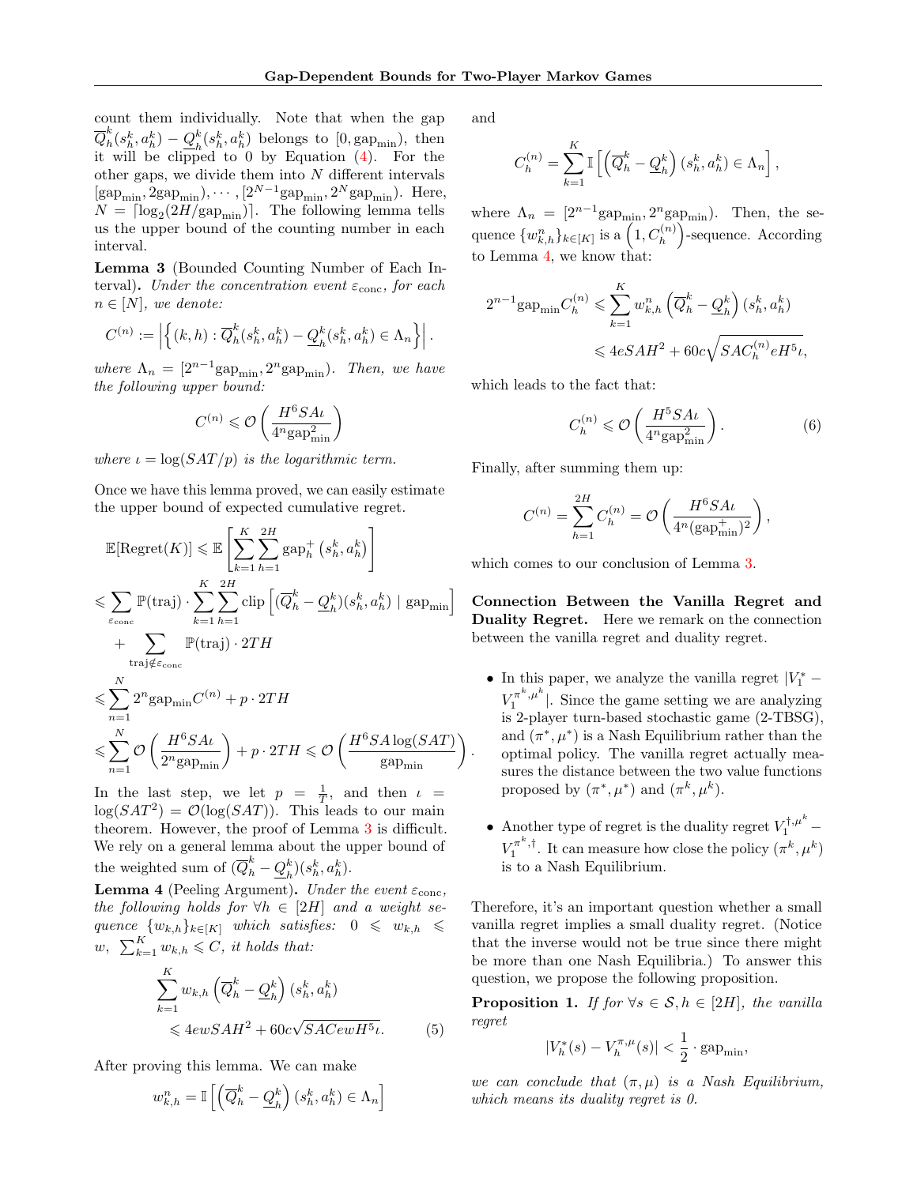count them individually. Note that when the gap $\overline{Q}_h^k(s_h^k, a_h^k) - \underline{Q}_h^k(s_h^k, a_h^k)$ belongs to $[0, \text{gap}_{\min})$, then it will be clipped to 0 by Equation (4). For the other gaps, we divide them into $N$ different intervals $[\text{gap}_{\min}, 2\text{gap}_{\min}), \cdots, [2^{N-1}\text{gap}_{\min}, 2^N\text{gap}_{\min})$. Here, $N = \lceil \log_2(2H/\text{gap}_{\min}) \rceil$. The following lemma tells us the upper bound of the counting number in each interval.

**Lemma 3** (Bounded Counting Number of Each Interval)**.** *Under the concentration event $\varepsilon_{\text{conc}}$, for each $n \in [N]$, we denote:*

$$C^{(n)} := \left| \left\{ (k, h) : \overline{Q}_h^k(s_h^k, a_h^k) - \underline{Q}_h^k(s_h^k, a_h^k) \in \Lambda_n \right\} \right|.$$

*where $\Lambda_n = [2^{n-1}\text{gap}_{\min}, 2^n\text{gap}_{\min})$. Then, we have the following upper bound:*

$$C^{(n)} \leqslant \mathcal{O}\left( \frac{H^6 SA\iota}{4^n \text{gap}_{\min}^2} \right)$$

*where $\iota = \log(SAT/p)$ is the logarithmic term.*

Once we have this lemma proved, we can easily estimate the upper bound of expected cumulative regret.

$$
\begin{aligned}
&\mathbb{E}[\text{Regret}(K)] \leqslant \mathbb{E}\left[ \sum_{k=1}^{K} \sum_{h=1}^{2H} \text{gap}_h^+\left(s_h^k, a_h^k\right) \right] \\
&\leqslant \sum_{\varepsilon_{\text{conc}}} \mathbb{P}(\text{traj}) \cdot \sum_{k=1}^{K} \sum_{h=1}^{2H} \text{clip}\left[ (\overline{Q}_h^k - \underline{Q}_h^k)(s_h^k, a_h^k) \mid \text{gap}_{\min} \right] \\
&\quad + \sum_{\text{traj} \notin \varepsilon_{\text{conc}}} \mathbb{P}(\text{traj}) \cdot 2TH \\
&\leqslant \sum_{n=1}^{N} 2^n \text{gap}_{\min} C^{(n)} + p \cdot 2TH \\
&\leqslant \sum_{n=1}^{N} \mathcal{O}\left( \frac{H^6 SA\iota}{2^n \text{gap}_{\min}} \right) + p \cdot 2TH \leqslant \mathcal{O}\left( \frac{H^6 SA \log(SAT)}{\text{gap}_{\min}} \right).
\end{aligned}
$$

In the last step, we let $p = \frac{1}{T}$, and then $\iota = \log(SAT^2) = \mathcal{O}(\log(SAT))$. This leads to our main theorem. However, the proof of Lemma 3 is difficult. We rely on a general lemma about the upper bound of the weighted sum of $(\overline{Q}_h^k - \underline{Q}_h^k)(s_h^k, a_h^k)$.

**Lemma 4** (Peeling Argument)**.** *Under the event $\varepsilon_{\text{conc}}$, the following holds for $\forall h \in [2H]$ and a weight sequence $\{w_{k,h}\}_{k \in [K]}$ which satisfies: $0 \leqslant w_{k,h} \leqslant w$, $\sum_{k=1}^{K} w_{k,h} \leqslant C$, it holds that:*

$$
\begin{aligned}
\sum_{k=1}^{K} w_{k,h} \left( \overline{Q}_h^k - \underline{Q}_h^k \right)(s_h^k, a_h^k) \\
\leqslant 4ewSAH^2 + 60c\sqrt{SACewH^5\iota}. \qquad (5)
\end{aligned}
$$

After proving this lemma. We can make

$$w_{k,h}^n = \mathbb{I}\left[ \left( \overline{Q}_h^k - \underline{Q}_h^k \right)(s_h^k, a_h^k) \in \Lambda_n \right]$$

and

$$C_h^{(n)} = \sum_{k=1}^{K} \mathbb{I}\left[ \left( \overline{Q}_h^k - \underline{Q}_h^k \right)(s_h^k, a_h^k) \in \Lambda_n \right],$$

where $\Lambda_n = [2^{n-1}\text{gap}_{\min}, 2^n\text{gap}_{\min})$. Then, the sequence $\{w_{k,h}^n\}_{k \in [K]}$ is a $\left(1, C_h^{(n)}\right)$-sequence. According to Lemma 4, we know that:

$$
\begin{aligned}
2^{n-1}\text{gap}_{\min} C_h^{(n)} &\leqslant \sum_{k=1}^{K} w_{k,h}^n \left( \overline{Q}_h^k - \underline{Q}_h^k \right)(s_h^k, a_h^k) \\
&\leqslant 4eSAH^2 + 60c\sqrt{SAC_h^{(n)} eH^5\iota},
\end{aligned}
$$

which leads to the fact that:

$$C_h^{(n)} \leqslant \mathcal{O}\left( \frac{H^5 SA\iota}{4^n \text{gap}_{\min}^2} \right). \qquad (6)$$

Finally, after summing them up:

$$C^{(n)} = \sum_{h=1}^{2H} C_h^{(n)} = \mathcal{O}\left( \frac{H^6 SA\iota}{4^n (\text{gap}_{\min}^+)^2} \right),$$

which comes to our conclusion of Lemma 3.

**Connection Between the Vanilla Regret and Duality Regret.** Here we remark on the connection between the vanilla regret and duality regret.

- In this paper, we analyze the vanilla regret $|V_1^* - V_1^{\pi^k, \mu^k}|$. Since the game setting we are analyzing is 2-player turn-based stochastic game (2-TBSG), and $(\pi^*, \mu^*)$ is a Nash Equilibrium rather than the optimal policy. The vanilla regret actually measures the distance between the two value functions proposed by $(\pi^*, \mu^*)$ and $(\pi^k, \mu^k)$.

- Another type of regret is the duality regret $V_1^{\dagger, \mu^k} - V_1^{\pi^k, \dagger}$. It can measure how close the policy $(\pi^k, \mu^k)$ is to a Nash Equilibrium.

Therefore, it's an important question whether a small vanilla regret implies a small duality regret. (Notice that the inverse would not be true since there might be more than one Nash Equilibria.) To answer this question, we propose the following proposition.

**Proposition 1.** *If for $\forall s \in \mathcal{S}, h \in [2H]$, the vanilla regret*

$$|V_h^*(s) - V_h^{\pi, \mu}(s)| < \frac{1}{2} \cdot \text{gap}_{\min},$$

*we can conclude that $(\pi, \mu)$ is a Nash Equilibrium, which means its duality regret is 0.*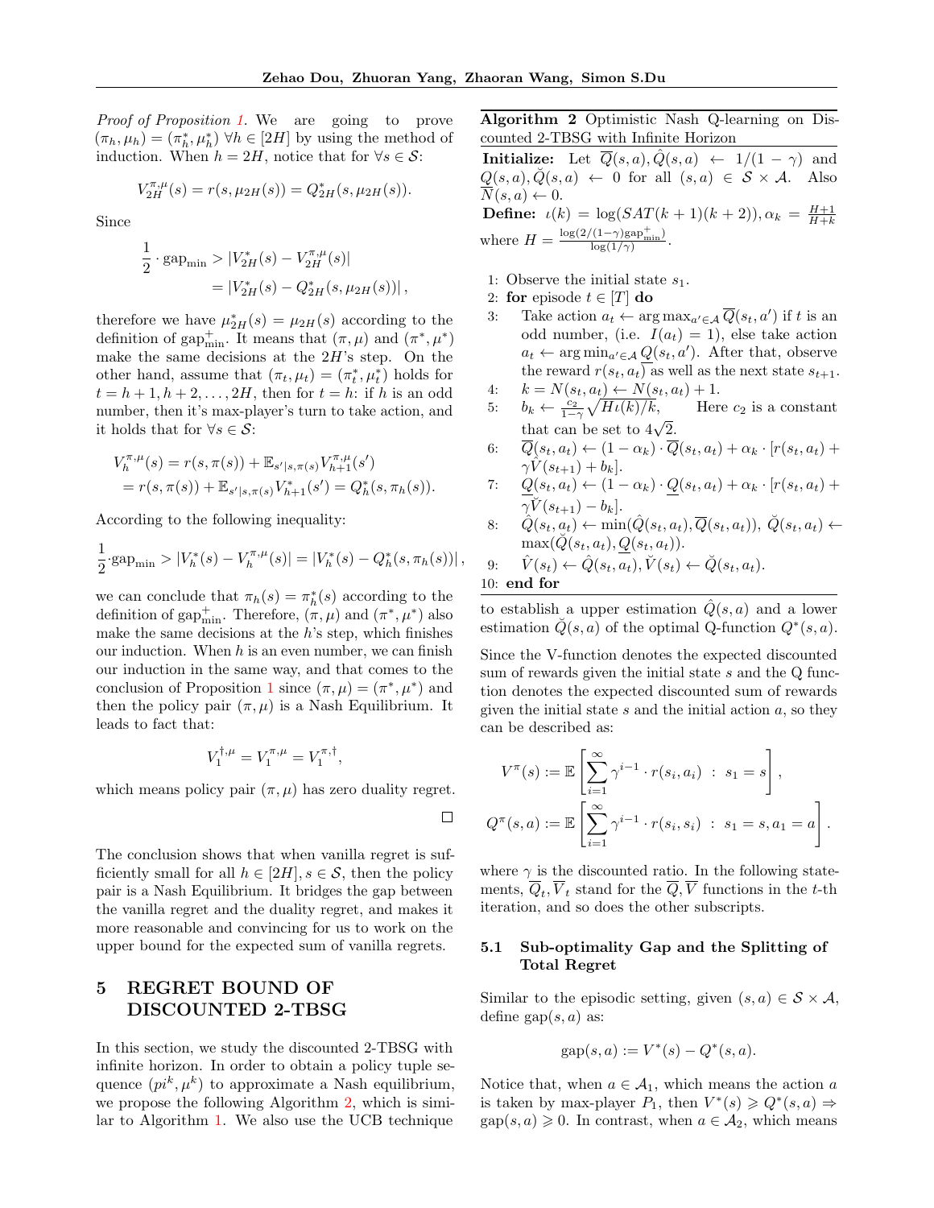*Proof of Proposition 1.* We are going to prove $(\pi_h, \mu_h) = (\pi_h^*, \mu_h^*)$ $\forall h \in [2H]$ by using the method of induction. When $h = 2H$, notice that for $\forall s \in \mathcal{S}$:

$$V_{2H}^{\pi,\mu}(s) = r(s, \mu_{2H}(s)) = Q_{2H}^*(s, \mu_{2H}(s)).$$

Since

$$\begin{aligned}\frac{1}{2} \cdot \mathrm{gap}_{\min} &> |V_{2H}^*(s) - V_{2H}^{\pi,\mu}(s)| \\ &= |V_{2H}^*(s) - Q_{2H}^*(s, \mu_{2H}(s))|,\end{aligned}$$

therefore we have $\mu_{2H}^*(s) = \mu_{2H}(s)$ according to the definition of $\mathrm{gap}_{\min}^+$. It means that $(\pi, \mu)$ and $(\pi^*, \mu^*)$ make the same decisions at the $2H$'s step. On the other hand, assume that $(\pi_t, \mu_t) = (\pi_t^*, \mu_t^*)$ holds for $t = h+1, h+2, \ldots, 2H$, then for $t = h$: if $h$ is an odd number, then it's max-player's turn to take action, and it holds that for $\forall s \in \mathcal{S}$:

$$\begin{aligned}V_h^{\pi,\mu}(s) &= r(s, \pi(s)) + \mathbb{E}_{s'|s,\pi(s)} V_{h+1}^{\pi,\mu}(s') \\ &= r(s, \pi(s)) + \mathbb{E}_{s'|s,\pi(s)} V_{h+1}^*(s') = Q_h^*(s, \pi_h(s)).\end{aligned}$$

According to the following inequality:

$$\frac{1}{2} \cdot \mathrm{gap}_{\min} > |V_h^*(s) - V_h^{\pi,\mu}(s)| = |V_h^*(s) - Q_h^*(s, \pi_h(s))|,$$

we can conclude that $\pi_h(s) = \pi_h^*(s)$ according to the definition of $\mathrm{gap}_{\min}^+$. Therefore, $(\pi, \mu)$ and $(\pi^*, \mu^*)$ also make the same decisions at the $h$'s step, which finishes our induction. When $h$ is an even number, we can finish our induction in the same way, and that comes to the conclusion of Proposition 1 since $(\pi, \mu) = (\pi^*, \mu^*)$ and then the policy pair $(\pi, \mu)$ is a Nash Equilibrium. It leads to fact that:

$$V_1^{\dagger,\mu} = V_1^{\pi,\mu} = V_1^{\pi,\dagger},$$

which means policy pair $(\pi, \mu)$ has zero duality regret.

□

The conclusion shows that when vanilla regret is sufficiently small for all $h \in [2H], s \in \mathcal{S}$, then the policy pair is a Nash Equilibrium. It bridges the gap between the vanilla regret and the duality regret, and makes it more reasonable and convincing for us to work on the upper bound for the expected sum of vanilla regrets.

# 5 REGRET BOUND OF DISCOUNTED 2-TBSG

In this section, we study the discounted 2-TBSG with infinite horizon. In order to obtain a policy tuple sequence $(pi^k, \mu^k)$ to approximate a Nash equilibrium, we propose the following Algorithm 2, which is similar to Algorithm 1. We also use the UCB technique to establish a upper estimation $\hat{Q}(s,a)$ and a lower estimation $\check{Q}(s,a)$ of the optimal Q-function $Q^*(s,a)$.

**Algorithm 2** Optimistic Nash Q-learning on Discounted 2-TBSG with Infinite Horizon

**Initialize:** Let $\overline{Q}(s,a), \hat{Q}(s,a) \leftarrow 1/(1-\gamma)$ and $\underline{Q}(s,a), \check{Q}(s,a) \leftarrow 0$ for all $(s,a) \in \mathcal{S} \times \mathcal{A}$. Also $\overline{N}(s,a) \leftarrow 0$.

**Define:** $\iota(k) = \log(SAT(k+1)(k+2)), \alpha_k = \frac{H+1}{H+k}$ where $H = \frac{\log(2/(1-\gamma)\mathrm{gap}_{\min}^+)}{\log(1/\gamma)}$.

1: Observe the initial state $s_1$.
2: **for** episode $t \in [T]$ **do**
3: Take action $a_t \leftarrow \arg\max_{a' \in \mathcal{A}} \overline{Q}(s_t, a')$ if $t$ is an odd number, (i.e. $I(a_t) = 1$), else take action $a_t \leftarrow \arg\min_{a' \in \mathcal{A}} \underline{Q}(s_t, a')$. After that, observe the reward $r(s_t, a_t)$ as well as the next state $s_{t+1}$.
4: $k = N(s_t, a_t) \leftarrow N(s_t, a_t) + 1$.
5: $b_k \leftarrow \frac{c_2}{1-\gamma}\sqrt{H\iota(k)/k}$, Here $c_2$ is a constant that can be set to $4\sqrt{2}$.
6: $\overline{Q}(s_t, a_t) \leftarrow (1-\alpha_k) \cdot \overline{Q}(s_t, a_t) + \alpha_k \cdot [r(s_t, a_t) + \gamma\hat{V}(s_{t+1}) + b_k]$.
7: $\underline{Q}(s_t, a_t) \leftarrow (1-\alpha_k) \cdot \underline{Q}(s_t, a_t) + \alpha_k \cdot [r(s_t, a_t) + \gamma\check{V}(s_{t+1}) - b_k]$.
8: $\hat{Q}(s_t, a_t) \leftarrow \min(\hat{Q}(s_t, a_t), \overline{Q}(s_t, a_t))$, $\check{Q}(s_t, a_t) \leftarrow \max(\check{Q}(s_t, a_t), \underline{Q}(s_t, a_t))$.
9: $\hat{V}(s_t) \leftarrow \hat{Q}(s_t, a_t), \check{V}(s_t) \leftarrow \check{Q}(s_t, a_t)$.
10: **end for**

Since the V-function denotes the expected discounted sum of rewards given the initial state $s$ and the Q function denotes the expected discounted sum of rewards given the initial state $s$ and the initial action $a$, so they can be described as:

$$V^\pi(s) := \mathbb{E}\left[\sum_{i=1}^{\infty} \gamma^{i-1} \cdot r(s_i, a_i) \ : \ s_1 = s\right],$$
$$Q^\pi(s,a) := \mathbb{E}\left[\sum_{i=1}^{\infty} \gamma^{i-1} \cdot r(s_i, s_i) \ : \ s_1 = s, a_1 = a\right].$$

where $\gamma$ is the discounted ratio. In the following statements, $\overline{Q}_t, \overline{V}_t$ stand for the $\overline{Q}, \overline{V}$ functions in the $t$-th iteration, and so does the other subscripts.

## 5.1 Sub-optimality Gap and the Splitting of Total Regret

Similar to the episodic setting, given $(s,a) \in \mathcal{S} \times \mathcal{A}$, define $\mathrm{gap}(s,a)$ as:

$$\mathrm{gap}(s,a) := V^*(s) - Q^*(s,a).$$

Notice that, when $a \in \mathcal{A}_1$, which means the action $a$ is taken by max-player $P_1$, then $V^*(s) \geqslant Q^*(s,a) \Rightarrow \mathrm{gap}(s,a) \geqslant 0$. In contrast, when $a \in \mathcal{A}_2$, which means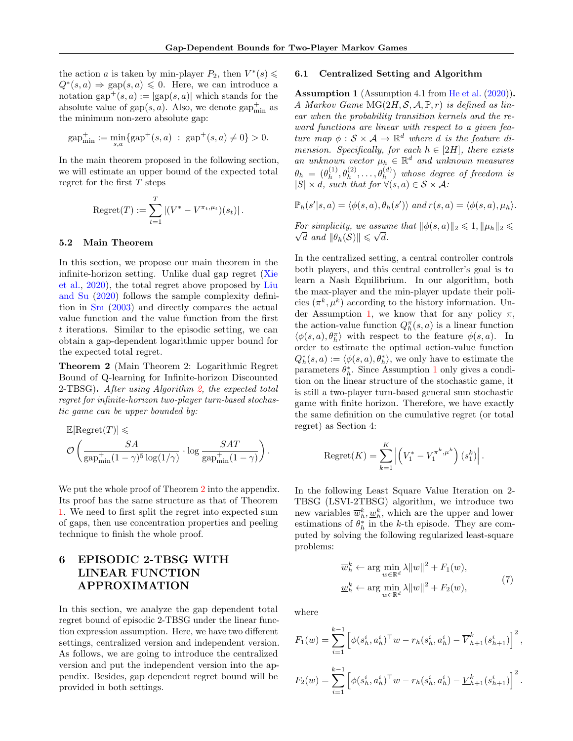the action $a$ is taken by min-player $P_2$, then $V^*(s) \leqslant Q^*(s,a) \Rightarrow \text{gap}(s,a) \leqslant 0$. Here, we can introduce a notation $\text{gap}^+(s,a) := |\text{gap}(s,a)|$ which stands for the absolute value of $\text{gap}(s,a)$. Also, we denote $\text{gap}^+_{\min}$ as the minimum non-zero absolute gap:

$$\text{gap}^+_{\min} := \min_{s,a}\{\text{gap}^+(s,a) \ : \ \text{gap}^+(s,a) \neq 0\} > 0.$$

In the main theorem proposed in the following section, we will estimate an upper bound of the expected total regret for the first $T$ steps

$$\text{Regret}(T) := \sum_{t=1}^{T} \left|(V^* - V^{\pi_t,\mu_t})(s_t)\right|.$$

### 5.2 Main Theorem

In this section, we propose our main theorem in the infinite-horizon setting. Unlike dual gap regret (Xie et al., 2020), the total regret above proposed by Liu and Su (2020) follows the sample complexity definition in Sm (2003) and directly compares the actual value function and the value function from the first $t$ iterations. Similar to the episodic setting, we can obtain a gap-dependent logarithmic upper bound for the expected total regret.

**Theorem 2** (Main Theorem 2: Logarithmic Regret Bound of Q-learning for Infinite-horizon Discounted 2-TBSG)**.** *After using Algorithm 2, the expected total regret for infinite-horizon two-player turn-based stochastic game can be upper bounded by:*

$$\mathbb{E}[\text{Regret}(T)] \leqslant \mathcal{O}\left(\frac{SA}{\text{gap}^+_{\min}(1-\gamma)^5\log(1/\gamma)} \cdot \log\frac{SAT}{\text{gap}^+_{\min}(1-\gamma)}\right).$$

We put the whole proof of Theorem 2 into the appendix. Its proof has the same structure as that of Theorem 1. We need to first split the regret into expected sum of gaps, then use concentration properties and peeling technique to finish the whole proof.

## 6 EPISODIC 2-TBSG WITH LINEAR FUNCTION APPROXIMATION

In this section, we analyze the gap dependent total regret bound of episodic 2-TBSG under the linear function expression assumption. Here, we have two different settings, centralized version and independent version. As follows, we are going to introduce the centralized version and put the independent version into the appendix. Besides, gap dependent regret bound will be provided in both settings.

### 6.1 Centralized Setting and Algorithm

**Assumption 1** (Assumption 4.1 from He et al. (2020))**.** *A Markov Game $\text{MG}(2H, \mathcal{S}, \mathcal{A}, \mathbb{P}, r)$ is defined as linear when the probability transition kernels and the reward functions are linear with respect to a given feature map $\phi : \mathcal{S}\times\mathcal{A} \to \mathbb{R}^d$ where $d$ is the feature dimension. Specifically, for each $h \in [2H]$, there exists an unknown vector $\mu_h \in \mathbb{R}^d$ and unknown measures $\theta_h = (\theta_h^{(1)}, \theta_h^{(2)}, \ldots, \theta_h^{(d)})$ whose degree of freedom is $|S| \times d$, such that for $\forall(s,a) \in \mathcal{S}\times\mathcal{A}$:*

$$\mathbb{P}_h(s'|s,a) = \langle\phi(s,a), \theta_h(s')\rangle \text{ and } r(s,a) = \langle\phi(s,a), \mu_h\rangle.$$

*For simplicity, we assume that $\|\phi(s,a)\|_2 \leqslant 1$, $\|\mu_h\|_2 \leqslant \sqrt{d}$ and $\|\theta_h(\mathcal{S})\| \leqslant \sqrt{d}$.*

In the centralized setting, a central controller controls both players, and this central controller's goal is to learn a Nash Equilibrium. In our algorithm, both the max-player and the min-player update their policies $(\pi^k, \mu^k)$ according to the history information. Under Assumption 1, we know that for any policy $\pi$, the action-value function $Q^\pi_h(s,a)$ is a linear function $\langle\phi(s,a), \theta^\pi_h\rangle$ with respect to the feature $\phi(s,a)$. In order to estimate the optimal action-value function $Q^*_h(s,a) := \langle\phi(s,a), \theta^*_h\rangle$, we only have to estimate the parameters $\theta^*_h$. Since Assumption 1 only gives a condition on the linear structure of the stochastic game, it is still a two-player turn-based general sum stochastic game with finite horizon. Therefore, we have exactly the same definition on the cumulative regret (or total regret) as Section 4:

$$\text{Regret}(K) = \sum_{k=1}^{K} \left|\left(V_1^* - V_1^{\pi^k,\mu^k}\right)(s_1^k)\right|.$$

In the following Least Square Value Iteration on 2-TBSG (LSVI-2TBSG) algorithm, we introduce two new variables $\overline{w}^k_h, \underline{w}^k_h$, which are the upper and lower estimations of $\theta^*_h$ in the $k$-th episode. They are computed by solving the following regularized least-square problems:

$$\begin{aligned}\overline{w}^k_h &\leftarrow \arg\min_{w\in\mathbb{R}^d} \lambda\|w\|^2 + F_1(w),\\ \underline{w}^k_h &\leftarrow \arg\min_{w\in\mathbb{R}^d} \lambda\|w\|^2 + F_2(w),\end{aligned} \tag{7}$$

where

$$F_1(w) = \sum_{i=1}^{k-1}\left[\phi(s_h^i, a_h^i)^\top w - r_h(s_h^i, a_h^i) - \overline{V}^k_{h+1}(s^i_{h+1})\right]^2,$$

$$F_2(w) = \sum_{i=1}^{k-1}\left[\phi(s_h^i, a_h^i)^\top w - r_h(s_h^i, a_h^i) - \underline{V}^k_{h+1}(s^i_{h+1})\right]^2.$$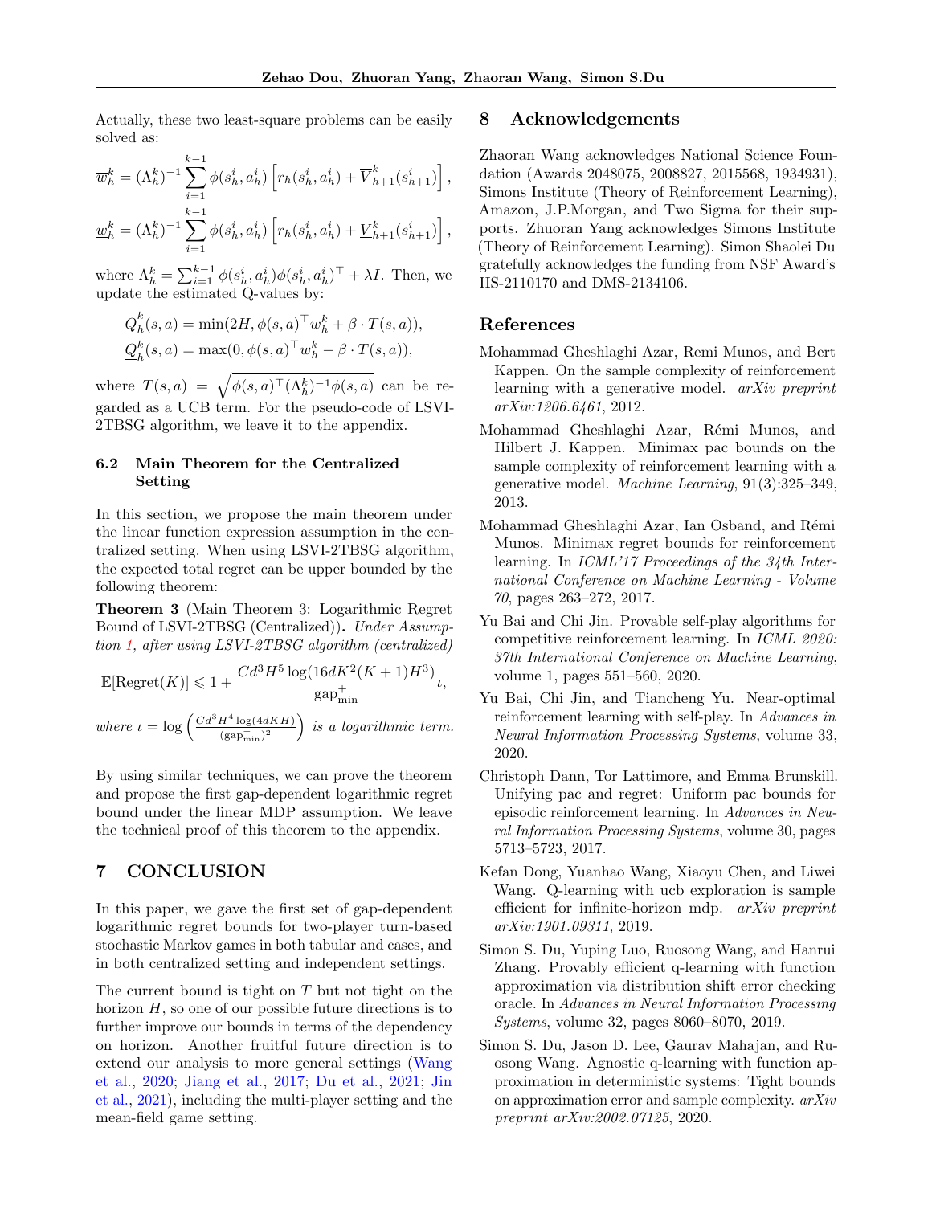Actually, these two least-square problems can be easily solved as:

$$\overline{w}_h^k = (\Lambda_h^k)^{-1} \sum_{i=1}^{k-1} \phi(s_h^i, a_h^i) \left[ r_h(s_h^i, a_h^i) + \overline{V}_{h+1}^k(s_{h+1}^i) \right],$$

$$\underline{w}_h^k = (\Lambda_h^k)^{-1} \sum_{i=1}^{k-1} \phi(s_h^i, a_h^i) \left[ r_h(s_h^i, a_h^i) + \underline{V}_{h+1}^k(s_{h+1}^i) \right],$$

where $\Lambda_h^k = \sum_{i=1}^{k-1} \phi(s_h^i, a_h^i)\phi(s_h^i, a_h^i)^\top + \lambda I$. Then, we update the estimated Q-values by:

$$\overline{Q}_h^k(s,a) = \min(2H, \phi(s,a)^\top \overline{w}_h^k + \beta \cdot T(s,a)),$$
$$\underline{Q}_h^k(s,a) = \max(0, \phi(s,a)^\top \underline{w}_h^k - \beta \cdot T(s,a)),$$

where $T(s,a) = \sqrt{\phi(s,a)^\top (\Lambda_h^k)^{-1} \phi(s,a)}$ can be regarded as a UCB term. For the pseudo-code of LSVI-2TBSG algorithm, we leave it to the appendix.

### 6.2 Main Theorem for the Centralized Setting

In this section, we propose the main theorem under the linear function expression assumption in the centralized setting. When using LSVI-2TBSG algorithm, the expected total regret can be upper bounded by the following theorem:

**Theorem 3** (Main Theorem 3: Logarithmic Regret Bound of LSVI-2TBSG (Centralized))**.** *Under Assumption 1, after using LSVI-2TBSG algorithm (centralized)*

$$\mathbb{E}[\text{Regret}(K)] \leqslant 1 + \frac{Cd^3H^5 \log(16dK^2(K+1)H^3)}{\text{gap}_{\min}^+} \iota,$$

*where* $\iota = \log\left(\frac{Cd^3H^4\log(4dKH)}{(\text{gap}_{\min}^+)^2}\right)$ *is a logarithmic term.*

By using similar techniques, we can prove the theorem and propose the first gap-dependent logarithmic regret bound under the linear MDP assumption. We leave the technical proof of this theorem to the appendix.

## 7 CONCLUSION

In this paper, we gave the first set of gap-dependent logarithmic regret bounds for two-player turn-based stochastic Markov games in both tabular and cases, and in both centralized setting and independent settings.

The current bound is tight on $T$ but not tight on the horizon $H$, so one of our possible future directions is to further improve our bounds in terms of the dependency on horizon. Another fruitful future direction is to extend our analysis to more general settings (Wang et al., 2020; Jiang et al., 2017; Du et al., 2021; Jin et al., 2021), including the multi-player setting and the mean-field game setting.

## 8 Acknowledgements

Zhaoran Wang acknowledges National Science Foundation (Awards 2048075, 2008827, 2015568, 1934931), Simons Institute (Theory of Reinforcement Learning), Amazon, J.P.Morgan, and Two Sigma for their supports. Zhuoran Yang acknowledges Simons Institute (Theory of Reinforcement Learning). Simon Shaolei Du gratefully acknowledges the funding from NSF Award's IIS-2110170 and DMS-2134106.

## References

Mohammad Gheshlaghi Azar, Remi Munos, and Bert Kappen. On the sample complexity of reinforcement learning with a generative model. *arXiv preprint arXiv:1206.6461*, 2012.

Mohammad Gheshlaghi Azar, Rémi Munos, and Hilbert J. Kappen. Minimax pac bounds on the sample complexity of reinforcement learning with a generative model. *Machine Learning*, 91(3):325–349, 2013.

Mohammad Gheshlaghi Azar, Ian Osband, and Rémi Munos. Minimax regret bounds for reinforcement learning. In *ICML'17 Proceedings of the 34th International Conference on Machine Learning - Volume 70*, pages 263–272, 2017.

Yu Bai and Chi Jin. Provable self-play algorithms for competitive reinforcement learning. In *ICML 2020: 37th International Conference on Machine Learning*, volume 1, pages 551–560, 2020.

Yu Bai, Chi Jin, and Tiancheng Yu. Near-optimal reinforcement learning with self-play. In *Advances in Neural Information Processing Systems*, volume 33, 2020.

Christoph Dann, Tor Lattimore, and Emma Brunskill. Unifying pac and regret: Uniform pac bounds for episodic reinforcement learning. In *Advances in Neural Information Processing Systems*, volume 30, pages 5713–5723, 2017.

Kefan Dong, Yuanhao Wang, Xiaoyu Chen, and Liwei Wang. Q-learning with ucb exploration is sample efficient for infinite-horizon mdp. *arXiv preprint arXiv:1901.09311*, 2019.

Simon S. Du, Yuping Luo, Ruosong Wang, and Hanrui Zhang. Provably efficient q-learning with function approximation via distribution shift error checking oracle. In *Advances in Neural Information Processing Systems*, volume 32, pages 8060–8070, 2019.

Simon S. Du, Jason D. Lee, Gaurav Mahajan, and Ruosong Wang. Agnostic q-learning with function approximation in deterministic systems: Tight bounds on approximation error and sample complexity. *arXiv preprint arXiv:2002.07125*, 2020.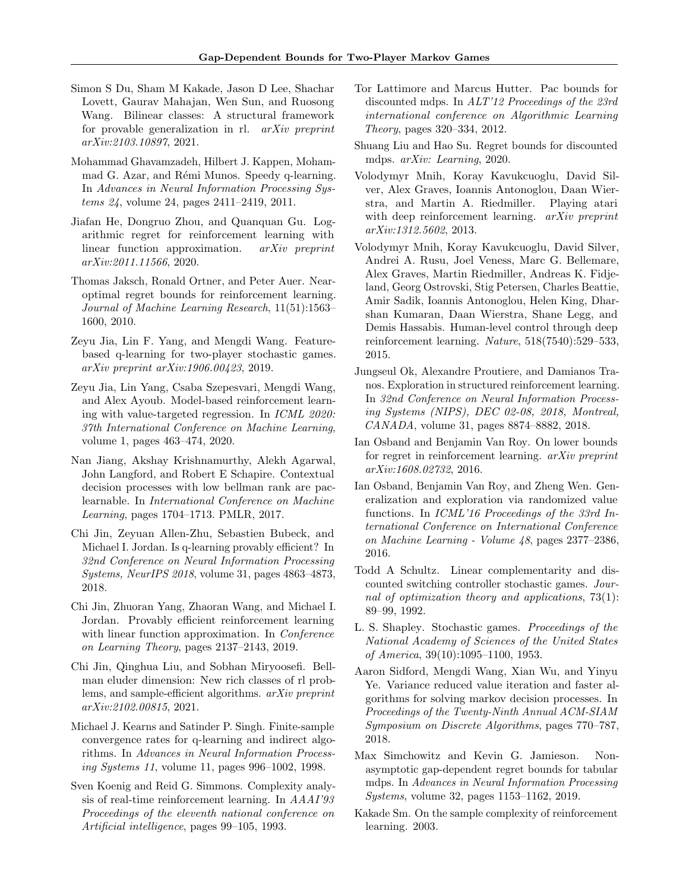Simon S Du, Sham M Kakade, Jason D Lee, Shachar Lovett, Gaurav Mahajan, Wen Sun, and Ruosong Wang. Bilinear classes: A structural framework for provable generalization in rl. *arXiv preprint arXiv:2103.10897*, 2021.

Mohammad Ghavamzadeh, Hilbert J. Kappen, Mohammad G. Azar, and Rémi Munos. Speedy q-learning. In *Advances in Neural Information Processing Systems 24*, volume 24, pages 2411–2419, 2011.

Jiafan He, Dongruo Zhou, and Quanquan Gu. Logarithmic regret for reinforcement learning with linear function approximation. *arXiv preprint arXiv:2011.11566*, 2020.

Thomas Jaksch, Ronald Ortner, and Peter Auer. Near-optimal regret bounds for reinforcement learning. *Journal of Machine Learning Research*, 11(51):1563–1600, 2010.

Zeyu Jia, Lin F. Yang, and Mengdi Wang. Feature-based q-learning for two-player stochastic games. *arXiv preprint arXiv:1906.00423*, 2019.

Zeyu Jia, Lin Yang, Csaba Szepesvari, Mengdi Wang, and Alex Ayoub. Model-based reinforcement learning with value-targeted regression. In *ICML 2020: 37th International Conference on Machine Learning*, volume 1, pages 463–474, 2020.

Nan Jiang, Akshay Krishnamurthy, Alekh Agarwal, John Langford, and Robert E Schapire. Contextual decision processes with low bellman rank are pac-learnable. In *International Conference on Machine Learning*, pages 1704–1713. PMLR, 2017.

Chi Jin, Zeyuan Allen-Zhu, Sebastien Bubeck, and Michael I. Jordan. Is q-learning provably efficient? In *32nd Conference on Neural Information Processing Systems, NeurIPS 2018*, volume 31, pages 4863–4873, 2018.

Chi Jin, Zhuoran Yang, Zhaoran Wang, and Michael I. Jordan. Provably efficient reinforcement learning with linear function approximation. In *Conference on Learning Theory*, pages 2137–2143, 2019.

Chi Jin, Qinghua Liu, and Sobhan Miryoosefi. Bellman eluder dimension: New rich classes of rl problems, and sample-efficient algorithms. *arXiv preprint arXiv:2102.00815*, 2021.

Michael J. Kearns and Satinder P. Singh. Finite-sample convergence rates for q-learning and indirect algorithms. In *Advances in Neural Information Processing Systems 11*, volume 11, pages 996–1002, 1998.

Sven Koenig and Reid G. Simmons. Complexity analysis of real-time reinforcement learning. In *AAAI'93 Proceedings of the eleventh national conference on Artificial intelligence*, pages 99–105, 1993.

Tor Lattimore and Marcus Hutter. Pac bounds for discounted mdps. In *ALT'12 Proceedings of the 23rd international conference on Algorithmic Learning Theory*, pages 320–334, 2012.

Shuang Liu and Hao Su. Regret bounds for discounted mdps. *arXiv: Learning*, 2020.

Volodymyr Mnih, Koray Kavukcuoglu, David Silver, Alex Graves, Ioannis Antonoglou, Daan Wierstra, and Martin A. Riedmiller. Playing atari with deep reinforcement learning. *arXiv preprint arXiv:1312.5602*, 2013.

Volodymyr Mnih, Koray Kavukcuoglu, David Silver, Andrei A. Rusu, Joel Veness, Marc G. Bellemare, Alex Graves, Martin Riedmiller, Andreas K. Fidjeland, Georg Ostrovski, Stig Petersen, Charles Beattie, Amir Sadik, Ioannis Antonoglou, Helen King, Dharshan Kumaran, Daan Wierstra, Shane Legg, and Demis Hassabis. Human-level control through deep reinforcement learning. *Nature*, 518(7540):529–533, 2015.

Jungseul Ok, Alexandre Proutiere, and Damianos Tranos. Exploration in structured reinforcement learning. In *32nd Conference on Neural Information Processing Systems (NIPS), DEC 02-08, 2018, Montreal, CANADA*, volume 31, pages 8874–8882, 2018.

Ian Osband and Benjamin Van Roy. On lower bounds for regret in reinforcement learning. *arXiv preprint arXiv:1608.02732*, 2016.

Ian Osband, Benjamin Van Roy, and Zheng Wen. Generalization and exploration via randomized value functions. In *ICML'16 Proceedings of the 33rd International Conference on International Conference on Machine Learning - Volume 48*, pages 2377–2386, 2016.

Todd A Schultz. Linear complementarity and discounted switching controller stochastic games. *Journal of optimization theory and applications*, 73(1): 89–99, 1992.

L. S. Shapley. Stochastic games. *Proceedings of the National Academy of Sciences of the United States of America*, 39(10):1095–1100, 1953.

Aaron Sidford, Mengdi Wang, Xian Wu, and Yinyu Ye. Variance reduced value iteration and faster algorithms for solving markov decision processes. In *Proceedings of the Twenty-Ninth Annual ACM-SIAM Symposium on Discrete Algorithms*, pages 770–787, 2018.

Max Simchowitz and Kevin G. Jamieson. Non-asymptotic gap-dependent regret bounds for tabular mdps. In *Advances in Neural Information Processing Systems*, volume 32, pages 1153–1162, 2019.

Kakade Sm. On the sample complexity of reinforcement learning. 2003.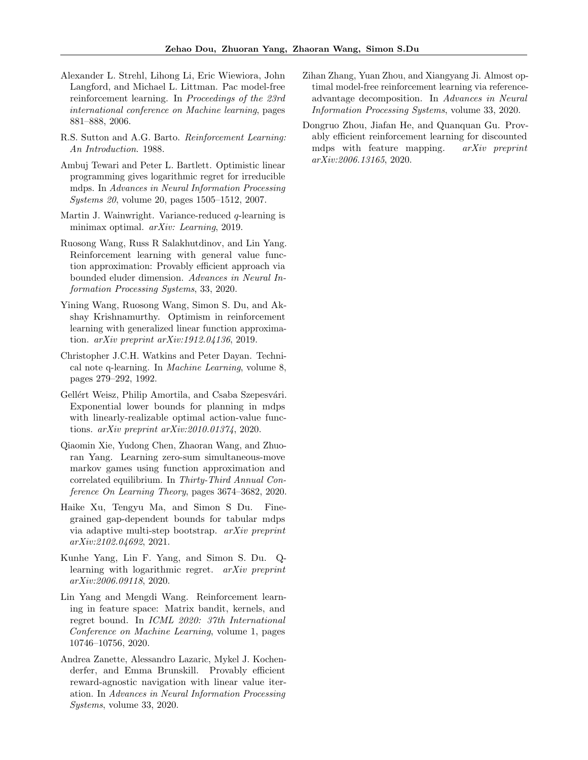Alexander L. Strehl, Lihong Li, Eric Wiewiora, John Langford, and Michael L. Littman. Pac model-free reinforcement learning. In *Proceedings of the 23rd international conference on Machine learning*, pages 881–888, 2006.

R.S. Sutton and A.G. Barto. *Reinforcement Learning: An Introduction*. 1988.

Ambuj Tewari and Peter L. Bartlett. Optimistic linear programming gives logarithmic regret for irreducible mdps. In *Advances in Neural Information Processing Systems 20*, volume 20, pages 1505–1512, 2007.

Martin J. Wainwright. Variance-reduced $q$-learning is minimax optimal. *arXiv: Learning*, 2019.

Ruosong Wang, Russ R Salakhutdinov, and Lin Yang. Reinforcement learning with general value function approximation: Provably efficient approach via bounded eluder dimension. *Advances in Neural Information Processing Systems*, 33, 2020.

Yining Wang, Ruosong Wang, Simon S. Du, and Akshay Krishnamurthy. Optimism in reinforcement learning with generalized linear function approximation. *arXiv preprint arXiv:1912.04136*, 2019.

Christopher J.C.H. Watkins and Peter Dayan. Technical note q-learning. In *Machine Learning*, volume 8, pages 279–292, 1992.

Gellért Weisz, Philip Amortila, and Csaba Szepesvári. Exponential lower bounds for planning in mdps with linearly-realizable optimal action-value functions. *arXiv preprint arXiv:2010.01374*, 2020.

Qiaomin Xie, Yudong Chen, Zhaoran Wang, and Zhuoran Yang. Learning zero-sum simultaneous-move markov games using function approximation and correlated equilibrium. In *Thirty-Third Annual Conference On Learning Theory*, pages 3674–3682, 2020.

Haike Xu, Tengyu Ma, and Simon S Du. Fine-grained gap-dependent bounds for tabular mdps via adaptive multi-step bootstrap. *arXiv preprint arXiv:2102.04692*, 2021.

Kunhe Yang, Lin F. Yang, and Simon S. Du. Q-learning with logarithmic regret. *arXiv preprint arXiv:2006.09118*, 2020.

Lin Yang and Mengdi Wang. Reinforcement learning in feature space: Matrix bandit, kernels, and regret bound. In *ICML 2020: 37th International Conference on Machine Learning*, volume 1, pages 10746–10756, 2020.

Andrea Zanette, Alessandro Lazaric, Mykel J. Kochenderfer, and Emma Brunskill. Provably efficient reward-agnostic navigation with linear value iteration. In *Advances in Neural Information Processing Systems*, volume 33, 2020.

Zihan Zhang, Yuan Zhou, and Xiangyang Ji. Almost optimal model-free reinforcement learning via reference-advantage decomposition. In *Advances in Neural Information Processing Systems*, volume 33, 2020.

Dongruo Zhou, Jiafan He, and Quanquan Gu. Provably efficient reinforcement learning for discounted mdps with feature mapping. *arXiv preprint arXiv:2006.13165*, 2020.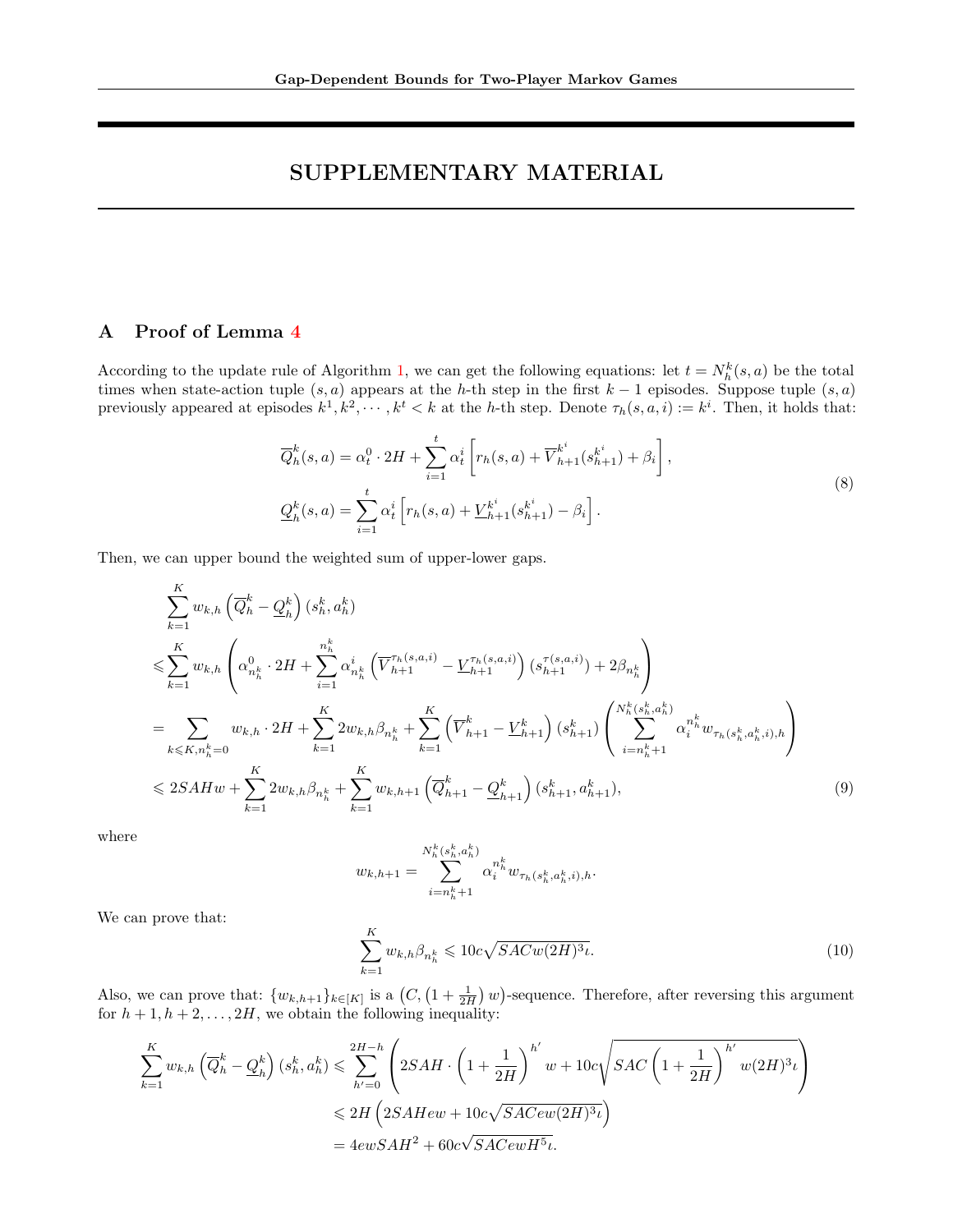# SUPPLEMENTARY MATERIAL

## A Proof of Lemma 4

According to the update rule of Algorithm 1, we can get the following equations: let $t = N_h^k(s,a)$ be the total times when state-action tuple $(s,a)$ appears at the $h$-th step in the first $k-1$ episodes. Suppose tuple $(s,a)$ previously appeared at episodes $k^1, k^2, \cdots, k^t < k$ at the $h$-th step. Denote $\tau_h(s,a,i) := k^i$. Then, it holds that:

$$
\begin{aligned}
\overline{Q}_h^k(s,a) &= \alpha_t^0 \cdot 2H + \sum_{i=1}^{t} \alpha_t^i \left[ r_h(s,a) + \overline{V}_{h+1}^{k^i}(s_{h+1}^{k^i}) + \beta_i \right], \\
\underline{Q}_h^k(s,a) &= \sum_{i=1}^{t} \alpha_t^i \left[ r_h(s,a) + \underline{V}_{h+1}^{k^i}(s_{h+1}^{k^i}) - \beta_i \right].
\end{aligned} \tag{8}
$$

Then, we can upper bound the weighted sum of upper-lower gaps.

$$
\begin{aligned}
&\sum_{k=1}^{K} w_{k,h} \left( \overline{Q}_h^k - \underline{Q}_h^k \right)(s_h^k, a_h^k) \\
\leqslant &\sum_{k=1}^{K} w_{k,h} \left( \alpha_{n_h^k}^0 \cdot 2H + \sum_{i=1}^{n_h^k} \alpha_{n_h^k}^i \left( \overline{V}_{h+1}^{\tau_h(s,a,i)} - \underline{V}_{h+1}^{\tau_h(s,a,i)} \right)(s_{h+1}^{\tau(s,a,i)}) + 2\beta_{n_h^k} \right) \\
= &\sum_{k \leqslant K, n_h^k = 0} w_{k,h} \cdot 2H + \sum_{k=1}^{K} 2 w_{k,h} \beta_{n_h^k} + \sum_{k=1}^{K} \left( \overline{V}_{h+1}^k - \underline{V}_{h+1}^k \right)(s_{h+1}^k) \left( \sum_{i=n_h^k+1}^{N_h^k(s_h^k, a_h^k)} \alpha_i^{n_h^k} w_{\tau_h(s_h^k, a_h^k, i), h} \right) \\
\leqslant &\, 2SAHw + \sum_{k=1}^{K} 2 w_{k,h} \beta_{n_h^k} + \sum_{k=1}^{K} w_{k,h+1} \left( \overline{Q}_{h+1}^k - \underline{Q}_{h+1}^k \right)(s_{h+1}^k, a_{h+1}^k),
\end{aligned} \tag{9}
$$

where

$$
w_{k,h+1} = \sum_{i=n_h^k+1}^{N_h^k(s_h^k, a_h^k)} \alpha_i^{n_h^k} w_{\tau_h(s_h^k, a_h^k, i), h}.
$$

We can prove that:

$$
\sum_{k=1}^{K} w_{k,h} \beta_{n_h^k} \leqslant 10c\sqrt{SACw(2H)^3 \iota}. \tag{10}
$$

Also, we can prove that: $\{w_{k,h+1}\}_{k \in [K]}$ is a $\left(C, \left(1 + \frac{1}{2H}\right) w\right)$-sequence. Therefore, after reversing this argument for $h+1, h+2, \ldots, 2H$, we obtain the following inequality:

$$
\begin{aligned}
\sum_{k=1}^{K} w_{k,h} \left( \overline{Q}_h^k - \underline{Q}_h^k \right)(s_h^k, a_h^k) &\leqslant \sum_{h'=0}^{2H-h} \left( 2SAH \cdot \left(1 + \frac{1}{2H}\right)^{h'} w + 10c\sqrt{SAC\left(1 + \frac{1}{2H}\right)^{h'} w(2H)^3 \iota} \right) \\
&\leqslant 2H \left( 2SAHew + 10c\sqrt{SACew(2H)^3 \iota} \right) \\
&= 4ewSAH^2 + 60c\sqrt{SACewH^5 \iota}.
\end{aligned}
$$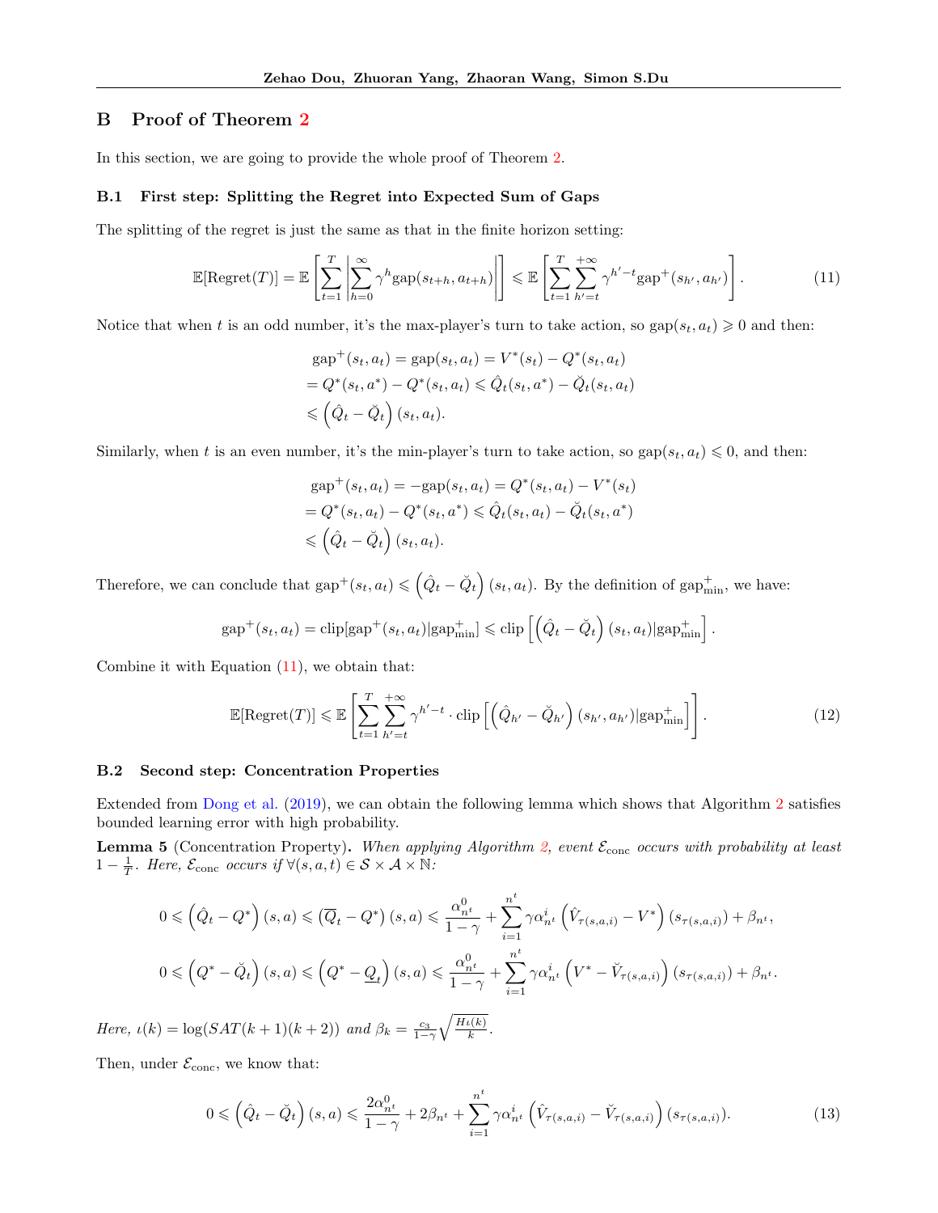## B Proof of Theorem 2

In this section, we are going to provide the whole proof of Theorem 2.

### B.1 First step: Splitting the Regret into Expected Sum of Gaps

The splitting of the regret is just the same as that in the finite horizon setting:

$$\mathbb{E}[\text{Regret}(T)] = \mathbb{E}\left[\sum_{t=1}^{T}\left|\sum_{h=0}^{\infty}\gamma^{h}\text{gap}(s_{t+h},a_{t+h})\right|\right] \leqslant \mathbb{E}\left[\sum_{t=1}^{T}\sum_{h'=t}^{+\infty}\gamma^{h'-t}\text{gap}^{+}(s_{h'},a_{h'})\right]. \tag{11}$$

Notice that when $t$ is an odd number, it's the max-player's turn to take action, so $\text{gap}(s_t,a_t)\geqslant 0$ and then:

$$\begin{aligned}
&\text{gap}^{+}(s_t,a_t) = \text{gap}(s_t,a_t) = V^*(s_t) - Q^*(s_t,a_t)\\
&= Q^*(s_t,a^*) - Q^*(s_t,a_t) \leqslant \hat{Q}_t(s_t,a^*) - \check{Q}_t(s_t,a_t)\\
&\leqslant \left(\hat{Q}_t - \check{Q}_t\right)(s_t,a_t).
\end{aligned}$$

Similarly, when $t$ is an even number, it's the min-player's turn to take action, so $\text{gap}(s_t,a_t)\leqslant 0$, and then:

$$\begin{aligned}
&\text{gap}^{+}(s_t,a_t) = -\text{gap}(s_t,a_t) = Q^*(s_t,a_t) - V^*(s_t)\\
&= Q^*(s_t,a_t) - Q^*(s_t,a^*) \leqslant \hat{Q}_t(s_t,a_t) - \check{Q}_t(s_t,a^*)\\
&\leqslant \left(\hat{Q}_t - \check{Q}_t\right)(s_t,a_t).
\end{aligned}$$

Therefore, we can conclude that $\text{gap}^{+}(s_t,a_t)\leqslant \left(\hat{Q}_t - \check{Q}_t\right)(s_t,a_t)$. By the definition of $\text{gap}^{+}_{\text{min}}$, we have:

$$\text{gap}^{+}(s_t,a_t) = \text{clip}[\text{gap}^{+}(s_t,a_t)|\text{gap}^{+}_{\text{min}}] \leqslant \text{clip}\left[\left(\hat{Q}_t - \check{Q}_t\right)(s_t,a_t)|\text{gap}^{+}_{\text{min}}\right].$$

Combine it with Equation (11), we obtain that:

$$\mathbb{E}[\text{Regret}(T)] \leqslant \mathbb{E}\left[\sum_{t=1}^{T}\sum_{h'=t}^{+\infty}\gamma^{h'-t}\cdot\text{clip}\left[\left(\hat{Q}_{h'} - \check{Q}_{h'}\right)(s_{h'},a_{h'})|\text{gap}^{+}_{\text{min}}\right]\right]. \tag{12}$$

### B.2 Second step: Concentration Properties

Extended from Dong et al. (2019), we can obtain the following lemma which shows that Algorithm 2 satisfies bounded learning error with high probability.

**Lemma 5** (Concentration Property)**.** *When applying Algorithm 2, event $\mathcal{E}_{\text{conc}}$ occurs with probability at least $1-\frac{1}{T}$. Here, $\mathcal{E}_{\text{conc}}$ occurs if $\forall (s,a,t)\in\mathcal{S}\times\mathcal{A}\times\mathbb{N}$:*

$$0\leqslant \left(\hat{Q}_t - Q^*\right)(s,a) \leqslant \left(\overline{Q}_t - Q^*\right)(s,a) \leqslant \frac{\alpha^0_{n^t}}{1-\gamma} + \sum_{i=1}^{n^t}\gamma\alpha^i_{n^t}\left(\hat{V}_{\tau(s,a,i)} - V^*\right)(s_{\tau(s,a,i)}) + \beta_{n^t},$$

$$0\leqslant \left(Q^* - \check{Q}_t\right)(s,a) \leqslant \left(Q^* - \underline{Q}_t\right)(s,a) \leqslant \frac{\alpha^0_{n^t}}{1-\gamma} + \sum_{i=1}^{n^t}\gamma\alpha^i_{n^t}\left(V^* - \check{V}_{\tau(s,a,i)}\right)(s_{\tau(s,a,i)}) + \beta_{n^t}.$$

*Here, $\iota(k) = \log(SAT(k+1)(k+2))$ and $\beta_k = \frac{c_3}{1-\gamma}\sqrt{\frac{H\iota(k)}{k}}$.*

Then, under $\mathcal{E}_{\text{conc}}$, we know that:

$$0\leqslant \left(\hat{Q}_t - \check{Q}_t\right)(s,a) \leqslant \frac{2\alpha^0_{n^t}}{1-\gamma} + 2\beta_{n^t} + \sum_{i=1}^{n^t}\gamma\alpha^i_{n^t}\left(\hat{V}_{\tau(s,a,i)} - \check{V}_{\tau(s,a,i)}\right)(s_{\tau(s,a,i)}). \tag{13}$$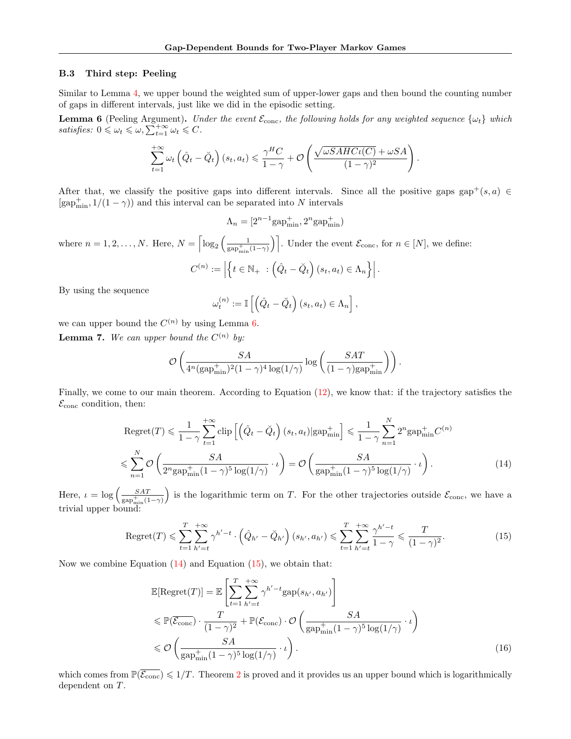### B.3 Third step: Peeling

Similar to Lemma 4, we upper bound the weighted sum of upper-lower gaps and then bound the counting number of gaps in different intervals, just like we did in the episodic setting.

**Lemma 6** (Peeling Argument). *Under the event $\mathcal{E}_{\text{conc}}$, the following holds for any weighted sequence $\{\omega_t\}$ which satisfies: $0 \leqslant \omega_t \leqslant \omega, \sum_{t=1}^{+\infty} \omega_t \leqslant C$.*

$$\sum_{t=1}^{+\infty} \omega_t \left(\hat{Q}_t - \check{Q}_t\right)(s_t, a_t) \leqslant \frac{\gamma^H C}{1-\gamma} + \mathcal{O}\left(\frac{\sqrt{\omega SAHC\iota(C)} + \omega SA}{(1-\gamma)^2}\right).$$

After that, we classify the positive gaps into different intervals. Since all the positive gaps $\text{gap}^+(s,a) \in [\text{gap}^+_{\min}, 1/(1-\gamma))$ and this interval can be separated into $N$ intervals

$$\Lambda_n = [2^{n-1}\text{gap}^+_{\min}, 2^n \text{gap}^+_{\min})$$

where $n = 1, 2, \ldots, N$. Here, $N = \left\lceil \log_2\left(\frac{1}{\text{gap}^+_{\min}(1-\gamma)}\right)\right\rceil$. Under the event $\mathcal{E}_{\text{conc}}$, for $n \in [N]$, we define:

$$C^{(n)} := \left|\left\{t \in \mathbb{N}_+ \ : \left(\hat{Q}_t - \check{Q}_t\right)(s_t, a_t) \in \Lambda_n\right\}\right|.$$

By using the sequence

$$\omega_t^{(n)} := \mathbb{I}\left[\left(\hat{Q}_t - \check{Q}_t\right)(s_t, a_t) \in \Lambda_n\right],$$

we can upper bound the $C^{(n)}$ by using Lemma 6.

**Lemma 7.** *We can upper bound the $C^{(n)}$ by:*

$$\mathcal{O}\left(\frac{SA}{4^n(\text{gap}^+_{\min})^2(1-\gamma)^4 \log(1/\gamma)} \log\left(\frac{SAT}{(1-\gamma)\text{gap}^+_{\min}}\right)\right).$$

Finally, we come to our main theorem. According to Equation (12), we know that: if the trajectory satisfies the $\mathcal{E}_{\text{conc}}$ condition, then:

$$\begin{aligned}
\text{Regret}(T) &\leqslant \frac{1}{1-\gamma}\sum_{t=1}^{+\infty} \text{clip}\left[\left(\hat{Q}_t - \check{Q}_t\right)(s_t,a_t) | \text{gap}^+_{\min}\right] \leqslant \frac{1}{1-\gamma}\sum_{n=1}^{N} 2^n \text{gap}^+_{\min} C^{(n)} \\
&\leqslant \sum_{n=1}^{N} \mathcal{O}\left(\frac{SA}{2^n \text{gap}^+_{\min}(1-\gamma)^5 \log(1/\gamma)} \cdot \iota\right) = \mathcal{O}\left(\frac{SA}{\text{gap}^+_{\min}(1-\gamma)^5 \log(1/\gamma)} \cdot \iota\right).
\end{aligned} \tag{14}$$

Here, $\iota = \log\left(\frac{SAT}{\text{gap}^+_{\min}(1-\gamma)}\right)$ is the logarithmic term on $T$. For the other trajectories outside $\mathcal{E}_{\text{conc}}$, we have a trivial upper bound:

$$\text{Regret}(T) \leqslant \sum_{t=1}^{T}\sum_{h'=t}^{+\infty} \gamma^{h'-t} \cdot \left(\hat{Q}_{h'} - \check{Q}_{h'}\right)(s_{h'}, a_{h'}) \leqslant \sum_{t=1}^{T}\sum_{h'=t}^{+\infty} \frac{\gamma^{h'-t}}{1-\gamma} \leqslant \frac{T}{(1-\gamma)^2}. \tag{15}$$

Now we combine Equation (14) and Equation (15), we obtain that:

$$\begin{aligned}
\mathbb{E}[\text{Regret}(T)] &= \mathbb{E}\left[\sum_{t=1}^{T}\sum_{h'=t}^{+\infty} \gamma^{h'-t}\text{gap}(s_{h'}, a_{h'})\right] \\
&\leqslant \mathbb{P}(\overline{\mathcal{E}_{\text{conc}}}) \cdot \frac{T}{(1-\gamma)^2} + \mathbb{P}(\mathcal{E}_{\text{conc}}) \cdot \mathcal{O}\left(\frac{SA}{\text{gap}^+_{\min}(1-\gamma)^5 \log(1/\gamma)} \cdot \iota\right) \\
&\leqslant \mathcal{O}\left(\frac{SA}{\text{gap}^+_{\min}(1-\gamma)^5 \log(1/\gamma)} \cdot \iota\right).
\end{aligned} \tag{16}$$

which comes from $\mathbb{P}(\overline{\mathcal{E}_{\text{conc}}}) \leqslant 1/T$. Theorem 2 is proved and it provides us an upper bound which is logarithmically dependent on $T$.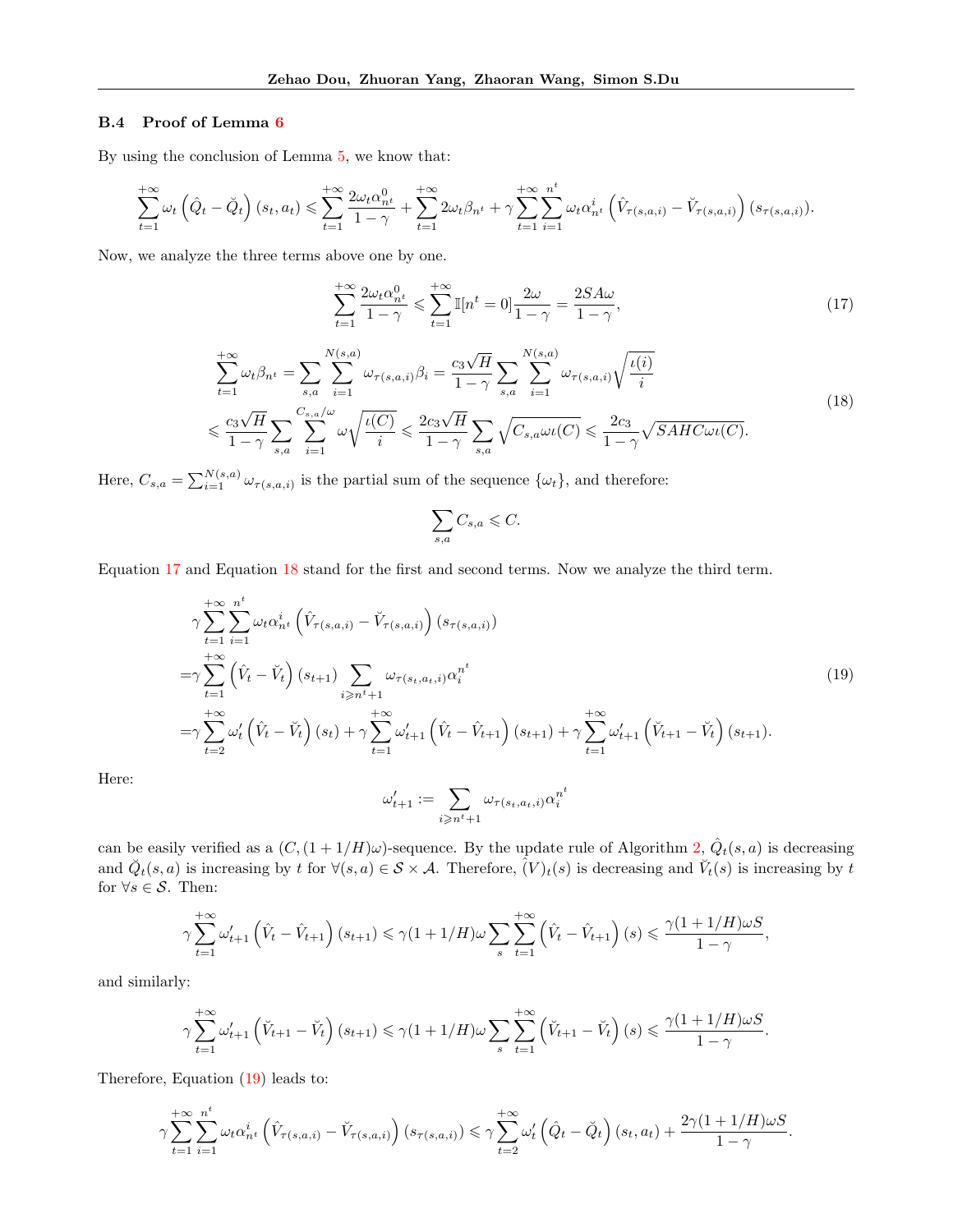### B.4 Proof of Lemma 6

By using the conclusion of Lemma 5, we know that:

$$\sum_{t=1}^{+\infty} \omega_t \left(\hat{Q}_t - \check{Q}_t\right)(s_t, a_t) \leqslant \sum_{t=1}^{+\infty} \frac{2\omega_t \alpha_{n^t}^0}{1-\gamma} + \sum_{t=1}^{+\infty} 2\omega_t \beta_{n^t} + \gamma \sum_{t=1}^{+\infty} \sum_{i=1}^{n^t} \omega_t \alpha_{n^t}^i \left(\hat{V}_{\tau(s,a,i)} - \check{V}_{\tau(s,a,i)}\right)(s_{\tau(s,a,i)}).$$

Now, we analyze the three terms above one by one.

$$\sum_{t=1}^{+\infty} \frac{2\omega_t \alpha_{n^t}^0}{1-\gamma} \leqslant \sum_{t=1}^{+\infty} \mathbb{I}[n^t = 0] \frac{2\omega}{1-\gamma} = \frac{2SA\omega}{1-\gamma}, \tag{17}$$

$$\begin{aligned}
&\sum_{t=1}^{+\infty} \omega_t \beta_{n^t} = \sum_{s,a} \sum_{i=1}^{N(s,a)} \omega_{\tau(s,a,i)} \beta_i = \frac{c_3\sqrt{H}}{1-\gamma} \sum_{s,a} \sum_{i=1}^{N(s,a)} \omega_{\tau(s,a,i)} \sqrt{\frac{\iota(i)}{i}} \\
\leqslant& \frac{c_3\sqrt{H}}{1-\gamma} \sum_{s,a} \sum_{i=1}^{C_{s,a}/\omega} \omega \sqrt{\frac{\iota(C)}{i}} \leqslant \frac{2c_3\sqrt{H}}{1-\gamma} \sum_{s,a} \sqrt{C_{s,a}\omega\iota(C)} \leqslant \frac{2c_3}{1-\gamma}\sqrt{SAHC\omega\iota(C)}.
\end{aligned} \tag{18}$$

Here, $C_{s,a} = \sum_{i=1}^{N(s,a)} \omega_{\tau(s,a,i)}$ is the partial sum of the sequence $\{\omega_t\}$, and therefore:

$$\sum_{s,a} C_{s,a} \leqslant C.$$

Equation 17 and Equation 18 stand for the first and second terms. Now we analyze the third term.

$$\begin{aligned}
&\gamma \sum_{t=1}^{+\infty} \sum_{i=1}^{n^t} \omega_t \alpha_{n^t}^i \left(\hat{V}_{\tau(s,a,i)} - \check{V}_{\tau(s,a,i)}\right)(s_{\tau(s,a,i)}) \\
=& \gamma \sum_{t=1}^{+\infty} \left(\hat{V}_t - \check{V}_t\right)(s_{t+1}) \sum_{i \geqslant n^t+1} \omega_{\tau(s_t,a_t,i)} \alpha_i^{n^t} \\
=& \gamma \sum_{t=2}^{+\infty} \omega'_t \left(\hat{V}_t - \check{V}_t\right)(s_t) + \gamma \sum_{t=1}^{+\infty} \omega'_{t+1} \left(\hat{V}_t - \hat{V}_{t+1}\right)(s_{t+1}) + \gamma \sum_{t=1}^{+\infty} \omega'_{t+1} \left(\check{V}_{t+1} - \check{V}_t\right)(s_{t+1}).
\end{aligned} \tag{19}$$

Here:

$$\omega'_{t+1} := \sum_{i \geqslant n^t+1} \omega_{\tau(s_t,a_t,i)} \alpha_i^{n^t}$$

can be easily verified as a $(C, (1+1/H)\omega)$-sequence. By the update rule of Algorithm 2, $\hat{Q}_t(s,a)$ is decreasing and $\check{Q}_t(s,a)$ is increasing by $t$ for $\forall (s,a) \in \mathcal{S} \times \mathcal{A}$. Therefore, $\hat{(V)}_t(s)$ is decreasing and $\check{V}_t(s)$ is increasing by $t$ for $\forall s \in \mathcal{S}$. Then:

$$\gamma \sum_{t=1}^{+\infty} \omega'_{t+1} \left(\hat{V}_t - \hat{V}_{t+1}\right)(s_{t+1}) \leqslant \gamma(1+1/H)\omega \sum_s \sum_{t=1}^{+\infty} \left(\hat{V}_t - \hat{V}_{t+1}\right)(s) \leqslant \frac{\gamma(1+1/H)\omega S}{1-\gamma},$$

and similarly:

$$\gamma \sum_{t=1}^{+\infty} \omega'_{t+1} \left(\check{V}_{t+1} - \check{V}_t\right)(s_{t+1}) \leqslant \gamma(1+1/H)\omega \sum_s \sum_{t=1}^{+\infty} \left(\check{V}_{t+1} - \check{V}_t\right)(s) \leqslant \frac{\gamma(1+1/H)\omega S}{1-\gamma}.$$

Therefore, Equation (19) leads to:

$$\gamma \sum_{t=1}^{+\infty} \sum_{i=1}^{n^t} \omega_t \alpha_{n^t}^i \left(\hat{V}_{\tau(s,a,i)} - \check{V}_{\tau(s,a,i)}\right)(s_{\tau(s,a,i)}) \leqslant \gamma \sum_{t=2}^{+\infty} \omega'_t \left(\hat{Q}_t - \check{Q}_t\right)(s_t, a_t) + \frac{2\gamma(1+1/H)\omega S}{1-\gamma}.$$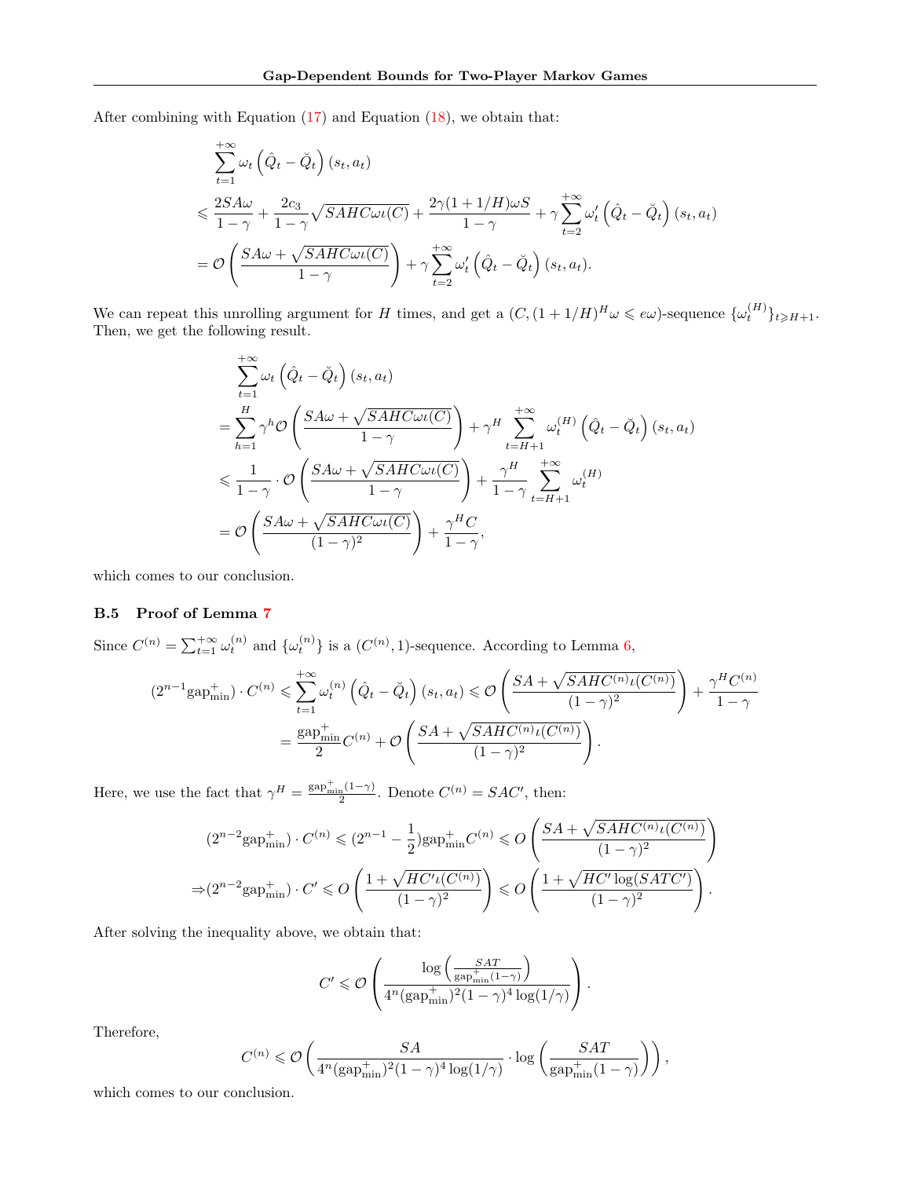After combining with Equation (17) and Equation (18), we obtain that:

$$
\begin{aligned}
&\sum_{t=1}^{+\infty} \omega_t \left(\hat{Q}_t - \breve{Q}_t\right)(s_t, a_t) \\
&\leqslant \frac{2SA\omega}{1-\gamma} + \frac{2c_3}{1-\gamma}\sqrt{SAHC\omega\iota(C)} + \frac{2\gamma(1+1/H)\omega S}{1-\gamma} + \gamma \sum_{t=2}^{+\infty} \omega_t' \left(\hat{Q}_t - \breve{Q}_t\right)(s_t, a_t) \\
&= \mathcal{O}\left(\frac{SA\omega + \sqrt{SAHC\omega\iota(C)}}{1-\gamma}\right) + \gamma \sum_{t=2}^{+\infty} \omega_t' \left(\hat{Q}_t - \breve{Q}_t\right)(s_t, a_t).
\end{aligned}
$$

We can repeat this unrolling argument for $H$ times, and get a $(C, (1+1/H)^H \omega \leqslant e\omega)$-sequence $\{\omega_t^{(H)}\}_{t \geqslant H+1}$. Then, we get the following result.

$$
\begin{aligned}
&\sum_{t=1}^{+\infty} \omega_t \left(\hat{Q}_t - \breve{Q}_t\right)(s_t, a_t) \\
&= \sum_{h=1}^{H} \gamma^h \mathcal{O}\left(\frac{SA\omega + \sqrt{SAHC\omega\iota(C)}}{1-\gamma}\right) + \gamma^H \sum_{t=H+1}^{+\infty} \omega_t^{(H)} \left(\hat{Q}_t - \breve{Q}_t\right)(s_t, a_t) \\
&\leqslant \frac{1}{1-\gamma} \cdot \mathcal{O}\left(\frac{SA\omega + \sqrt{SAHC\omega\iota(C)}}{1-\gamma}\right) + \frac{\gamma^H}{1-\gamma} \sum_{t=H+1}^{+\infty} \omega_t^{(H)} \\
&= \mathcal{O}\left(\frac{SA\omega + \sqrt{SAHC\omega\iota(C)}}{(1-\gamma)^2}\right) + \frac{\gamma^H C}{1-\gamma},
\end{aligned}
$$

which comes to our conclusion.

### B.5 Proof of Lemma 7

Since $C^{(n)} = \sum_{t=1}^{+\infty} \omega_t^{(n)}$ and $\{\omega_t^{(n)}\}$ is a $(C^{(n)}, 1)$-sequence. According to Lemma 6,

$$
\begin{aligned}
(2^{n-1}\mathrm{gap}_{\min}^{+}) \cdot C^{(n)} \leqslant \sum_{t=1}^{+\infty} \omega_t^{(n)} \left(\hat{Q}_t - \breve{Q}_t\right)(s_t, a_t) &\leqslant \mathcal{O}\left(\frac{SA + \sqrt{SAHC^{(n)}\iota(C^{(n)})}}{(1-\gamma)^2}\right) + \frac{\gamma^H C^{(n)}}{1-\gamma} \\
&= \frac{\mathrm{gap}_{\min}^{+}}{2} C^{(n)} + \mathcal{O}\left(\frac{SA + \sqrt{SAHC^{(n)}\iota(C^{(n)})}}{(1-\gamma)^2}\right).
\end{aligned}
$$

Here, we use the fact that $\gamma^H = \frac{\mathrm{gap}_{\min}^{+}(1-\gamma)}{2}$. Denote $C^{(n)} = SAC'$, then:

$$
\begin{aligned}
&(2^{n-2}\mathrm{gap}_{\min}^{+}) \cdot C^{(n)} \leqslant (2^{n-1} - \frac{1}{2})\mathrm{gap}_{\min}^{+} C^{(n)} \leqslant O\left(\frac{SA + \sqrt{SAHC^{(n)}\iota(C^{(n)})}}{(1-\gamma)^2}\right) \\
\Rightarrow &(2^{n-2}\mathrm{gap}_{\min}^{+}) \cdot C' \leqslant O\left(\frac{1 + \sqrt{HC'\iota(C^{(n)})}}{(1-\gamma)^2}\right) \leqslant O\left(\frac{1 + \sqrt{HC'\log(SATC')}}{(1-\gamma)^2}\right).
\end{aligned}
$$

After solving the inequality above, we obtain that:

$$
C' \leqslant \mathcal{O}\left(\frac{\log\left(\frac{SAT}{\mathrm{gap}_{\min}^{+}(1-\gamma)}\right)}{4^n (\mathrm{gap}_{\min}^{+})^2 (1-\gamma)^4 \log(1/\gamma)}\right).
$$

Therefore,

$$
C^{(n)} \leqslant \mathcal{O}\left(\frac{SA}{4^n (\mathrm{gap}_{\min}^{+})^2 (1-\gamma)^4 \log(1/\gamma)} \cdot \log\left(\frac{SAT}{\mathrm{gap}_{\min}^{+}(1-\gamma)}\right)\right),
$$

which comes to our conclusion.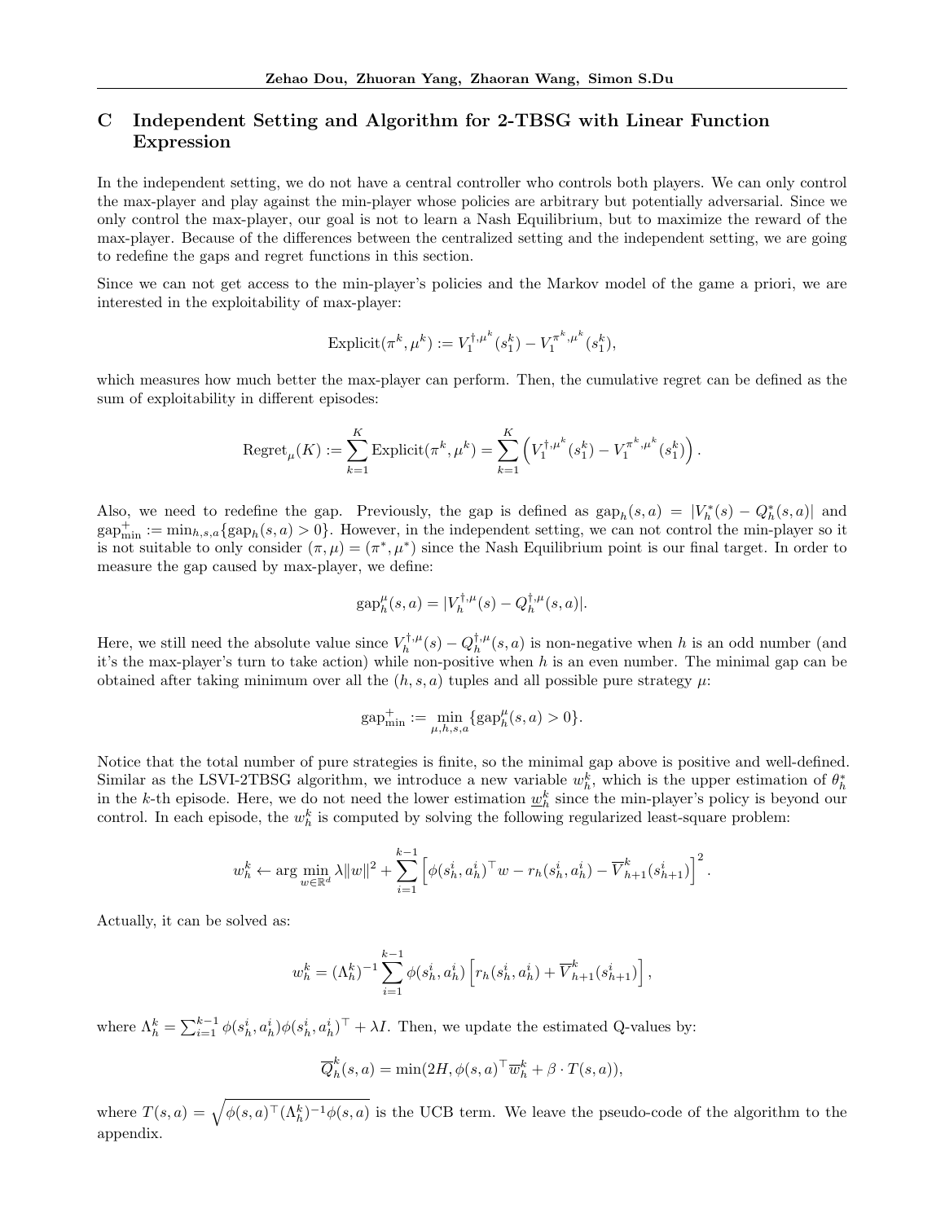# C Independent Setting and Algorithm for 2-TBSG with Linear Function Expression

In the independent setting, we do not have a central controller who controls both players. We can only control the max-player and play against the min-player whose policies are arbitrary but potentially adversarial. Since we only control the max-player, our goal is not to learn a Nash Equilibrium, but to maximize the reward of the max-player. Because of the differences between the centralized setting and the independent setting, we are going to redefine the gaps and regret functions in this section.

Since we can not get access to the min-player's policies and the Markov model of the game a priori, we are interested in the exploitability of max-player:

$$\text{Explicit}(\pi^k, \mu^k) := V_1^{\dagger,\mu^k}(s_1^k) - V_1^{\pi^k,\mu^k}(s_1^k),$$

which measures how much better the max-player can perform. Then, the cumulative regret can be defined as the sum of exploitability in different episodes:

$$\text{Regret}_\mu(K) := \sum_{k=1}^{K} \text{Explicit}(\pi^k, \mu^k) = \sum_{k=1}^{K} \left( V_1^{\dagger,\mu^k}(s_1^k) - V_1^{\pi^k,\mu^k}(s_1^k) \right).$$

Also, we need to redefine the gap. Previously, the gap is defined as $\text{gap}_h(s,a) = |V_h^*(s) - Q_h^*(s,a)|$ and $\text{gap}_{\min}^+ := \min_{h,s,a}\{\text{gap}_h(s,a) > 0\}$. However, in the independent setting, we can not control the min-player so it is not suitable to only consider $(\pi, \mu) = (\pi^*, \mu^*)$ since the Nash Equilibrium point is our final target. In order to measure the gap caused by max-player, we define:

$$\text{gap}_h^\mu(s,a) = |V_h^{\dagger,\mu}(s) - Q_h^{\dagger,\mu}(s,a)|.$$

Here, we still need the absolute value since $V_h^{\dagger,\mu}(s) - Q_h^{\dagger,\mu}(s,a)$ is non-negative when $h$ is an odd number (and it's the max-player's turn to take action) while non-positive when $h$ is an even number. The minimal gap can be obtained after taking minimum over all the $(h,s,a)$ tuples and all possible pure strategy $\mu$:

$$\text{gap}_{\min}^+ := \min_{\mu,h,s,a}\{\text{gap}_h^\mu(s,a) > 0\}.$$

Notice that the total number of pure strategies is finite, so the minimal gap above is positive and well-defined. Similar as the LSVI-2TBSG algorithm, we introduce a new variable $w_h^k$, which is the upper estimation of $\theta_h^*$ in the $k$-th episode. Here, we do not need the lower estimation $\underline{w}_h^k$ since the min-player's policy is beyond our control. In each episode, the $w_h^k$ is computed by solving the following regularized least-square problem:

$$w_h^k \leftarrow \arg\min_{w \in \mathbb{R}^d} \lambda \|w\|^2 + \sum_{i=1}^{k-1} \left[ \phi(s_h^i, a_h^i)^\top w - r_h(s_h^i, a_h^i) - \overline{V}_{h+1}^k(s_{h+1}^i) \right]^2.$$

Actually, it can be solved as:

$$w_h^k = (\Lambda_h^k)^{-1} \sum_{i=1}^{k-1} \phi(s_h^i, a_h^i) \left[ r_h(s_h^i, a_h^i) + \overline{V}_{h+1}^k(s_{h+1}^i) \right],$$

where $\Lambda_h^k = \sum_{i=1}^{k-1} \phi(s_h^i, a_h^i)\phi(s_h^i, a_h^i)^\top + \lambda I$. Then, we update the estimated Q-values by:

$$\overline{Q}_h^k(s,a) = \min(2H, \phi(s,a)^\top \overline{w}_h^k + \beta \cdot T(s,a)),$$

where $T(s,a) = \sqrt{\phi(s,a)^\top (\Lambda_h^k)^{-1} \phi(s,a)}$ is the UCB term. We leave the pseudo-code of the algorithm to the appendix.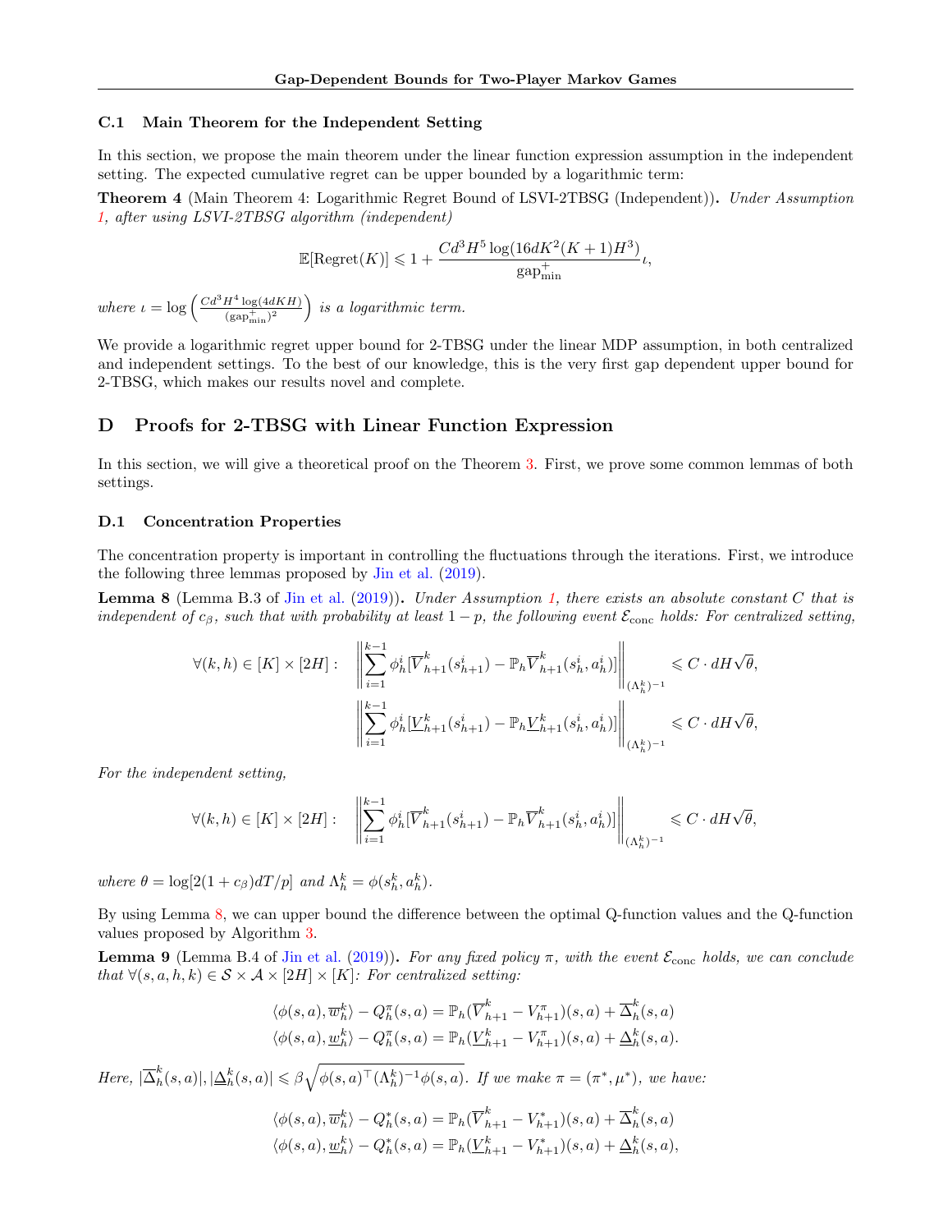### C.1 Main Theorem for the Independent Setting

In this section, we propose the main theorem under the linear function expression assumption in the independent setting. The expected cumulative regret can be upper bounded by a logarithmic term:

**Theorem 4** (Main Theorem 4: Logarithmic Regret Bound of LSVI-2TBSG (Independent))**.** *Under Assumption 1, after using LSVI-2TBSG algorithm (independent)*

$$\mathbb{E}[\text{Regret}(K)] \leqslant 1 + \frac{Cd^3H^5\log(16dK^2(K+1)H^3)}{\text{gap}_{\min}^{+}}\iota,$$

*where* $\iota = \log\left(\frac{Cd^3H^4\log(4dKH)}{(\text{gap}_{\min}^{+})^2}\right)$ *is a logarithmic term.*

We provide a logarithmic regret upper bound for 2-TBSG under the linear MDP assumption, in both centralized and independent settings. To the best of our knowledge, this is the very first gap dependent upper bound for 2-TBSG, which makes our results novel and complete.

## D Proofs for 2-TBSG with Linear Function Expression

In this section, we will give a theoretical proof on the Theorem 3. First, we prove some common lemmas of both settings.

### D.1 Concentration Properties

The concentration property is important in controlling the fluctuations through the iterations. First, we introduce the following three lemmas proposed by Jin et al. (2019).

**Lemma 8** (Lemma B.3 of Jin et al. (2019))**.** *Under Assumption 1, there exists an absolute constant $C$ that is independent of $c_\beta$, such that with probability at least $1-p$, the following event $\mathcal{E}_{\text{conc}}$ holds: For centralized setting,*

$$\forall (k,h) \in [K]\times[2H]: \quad \left\| \sum_{i=1}^{k-1} \phi_h^i[\overline{V}_{h+1}^k(s_{h+1}^i) - \mathbb{P}_h\overline{V}_{h+1}^k(s_h^i,a_h^i)] \right\|_{(\Lambda_h^k)^{-1}} \leqslant C\cdot dH\sqrt{\theta},$$

$$\left\| \sum_{i=1}^{k-1} \phi_h^i[\underline{V}_{h+1}^k(s_{h+1}^i) - \mathbb{P}_h\underline{V}_{h+1}^k(s_h^i,a_h^i)] \right\|_{(\Lambda_h^k)^{-1}} \leqslant C\cdot dH\sqrt{\theta},$$

*For the independent setting,*

$$\forall (k,h) \in [K]\times[2H]: \quad \left\| \sum_{i=1}^{k-1} \phi_h^i[\overline{V}_{h+1}^k(s_{h+1}^i) - \mathbb{P}_h\overline{V}_{h+1}^k(s_h^i,a_h^i)] \right\|_{(\Lambda_h^k)^{-1}} \leqslant C\cdot dH\sqrt{\theta},$$

*where* $\theta = \log[2(1+c_\beta)dT/p]$ *and* $\Lambda_h^k = \phi(s_h^k, a_h^k)$.

By using Lemma 8, we can upper bound the difference between the optimal Q-function values and the Q-function values proposed by Algorithm 3.

**Lemma 9** (Lemma B.4 of Jin et al. (2019))**.** *For any fixed policy $\pi$, with the event $\mathcal{E}_{\text{conc}}$ holds, we can conclude that $\forall (s,a,h,k) \in \mathcal{S}\times\mathcal{A}\times[2H]\times[K]$: For centralized setting:*

$$\langle \phi(s,a), \overline{w}_h^k\rangle - Q_h^\pi(s,a) = \mathbb{P}_h(\overline{V}_{h+1}^k - V_{h+1}^\pi)(s,a) + \overline{\Delta}_h^k(s,a)$$
$$\langle \phi(s,a), \underline{w}_h^k\rangle - Q_h^\pi(s,a) = \mathbb{P}_h(\underline{V}_{h+1}^k - V_{h+1}^\pi)(s,a) + \underline{\Delta}_h^k(s,a).$$

*Here,* $|\overline{\Delta}_h^k(s,a)|, |\underline{\Delta}_h^k(s,a)| \leqslant \beta\sqrt{\phi(s,a)^\top(\Lambda_h^k)^{-1}\phi(s,a)}$. *If we make* $\pi = (\pi^*, \mu^*)$, *we have:*

$$\langle \phi(s,a), \overline{w}_h^k\rangle - Q_h^*(s,a) = \mathbb{P}_h(\overline{V}_{h+1}^k - V_{h+1}^*)(s,a) + \overline{\Delta}_h^k(s,a)$$
$$\langle \phi(s,a), \underline{w}_h^k\rangle - Q_h^*(s,a) = \mathbb{P}_h(\underline{V}_{h+1}^k - V_{h+1}^*)(s,a) + \underline{\Delta}_h^k(s,a),$$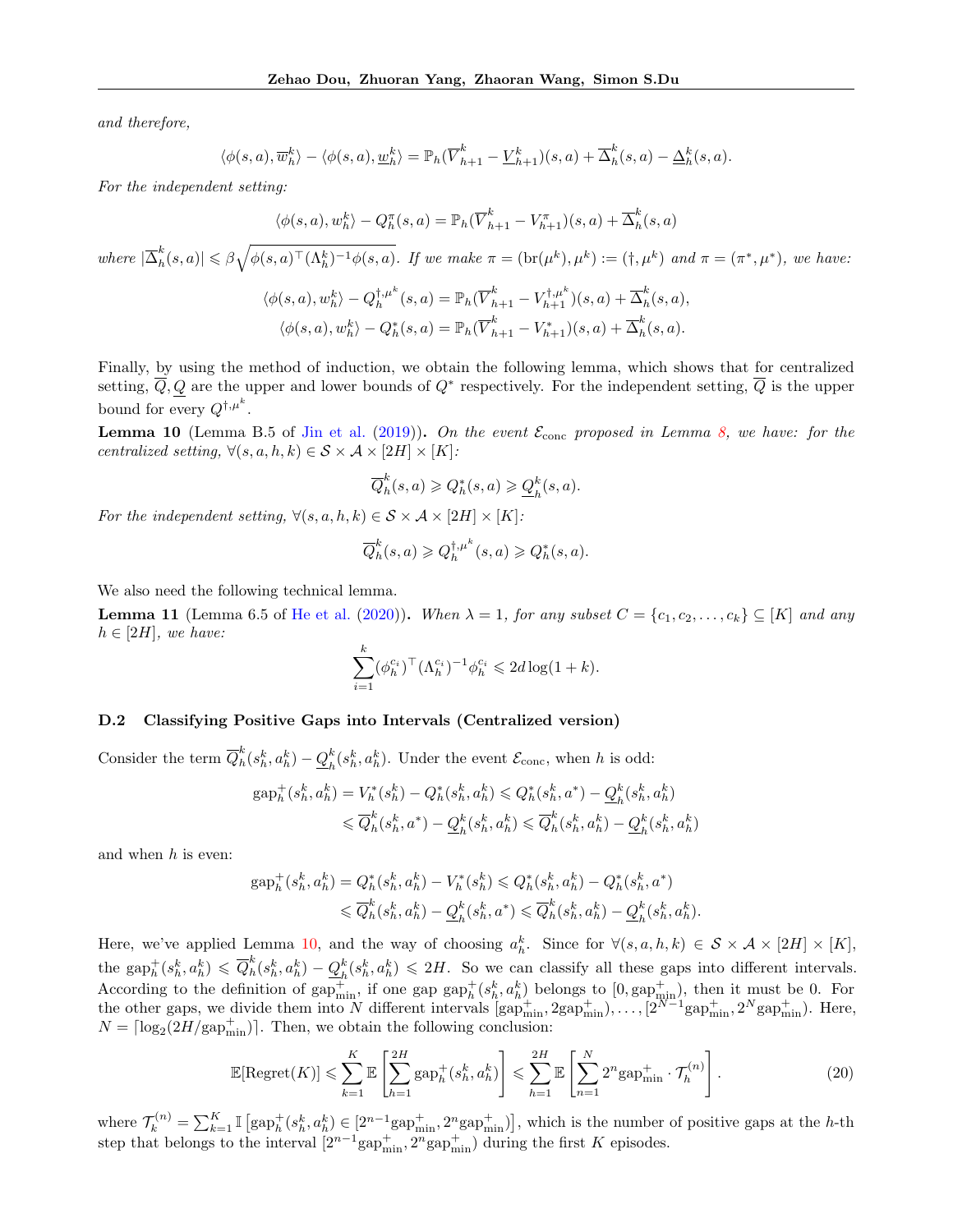*and therefore,*

$$\langle \phi(s,a), \overline{w}_h^k \rangle - \langle \phi(s,a), \underline{w}_h^k \rangle = \mathbb{P}_h(\overline{V}_{h+1}^k - \underline{V}_{h+1}^k)(s,a) + \overline{\Delta}_h^k(s,a) - \underline{\Delta}_h^k(s,a).$$

*For the independent setting:*

$$\langle \phi(s,a), w_h^k \rangle - Q_h^\pi(s,a) = \mathbb{P}_h(\overline{V}_{h+1}^k - V_{h+1}^\pi)(s,a) + \overline{\Delta}_h^k(s,a)$$

*where* $|\overline{\Delta}_h^k(s,a)| \leqslant \beta\sqrt{\phi(s,a)^\top (\Lambda_h^k)^{-1}\phi(s,a)}$*. If we make* $\pi = (\mathrm{br}(\mu^k), \mu^k) := (\dagger, \mu^k)$ *and* $\pi = (\pi^*, \mu^*)$*, we have:*

$$\langle \phi(s,a), w_h^k \rangle - Q_h^{\dagger,\mu^k}(s,a) = \mathbb{P}_h(\overline{V}_{h+1}^k - V_{h+1}^{\dagger,\mu^k})(s,a) + \overline{\Delta}_h^k(s,a),$$

$$\langle \phi(s,a), w_h^k \rangle - Q_h^*(s,a) = \mathbb{P}_h(\overline{V}_{h+1}^k - V_{h+1}^*)(s,a) + \overline{\Delta}_h^k(s,a).$$

Finally, by using the method of induction, we obtain the following lemma, which shows that for centralized setting, $\overline{Q}, \underline{Q}$ are the upper and lower bounds of $Q^*$ respectively. For the independent setting, $\overline{Q}$ is the upper bound for every $Q^{\dagger,\mu^k}$.

**Lemma 10** (Lemma B.5 of Jin et al. (2019))**.** *On the event* $\mathcal{E}_{\mathrm{conc}}$ *proposed in Lemma 8, we have: for the centralized setting,* $\forall (s,a,h,k) \in \mathcal{S}\times\mathcal{A}\times[2H]\times[K]$*:*

$$\overline{Q}_h^k(s,a) \geqslant Q_h^*(s,a) \geqslant \underline{Q}_h^k(s,a).$$

*For the independent setting,* $\forall (s,a,h,k) \in \mathcal{S}\times\mathcal{A}\times[2H]\times[K]$*:*

$$\overline{Q}_h^k(s,a) \geqslant Q_h^{\dagger,\mu^k}(s,a) \geqslant Q_h^*(s,a).$$

We also need the following technical lemma.

**Lemma 11** (Lemma 6.5 of He et al. (2020))**.** *When* $\lambda = 1$*, for any subset* $C = \{c_1, c_2, \ldots, c_k\} \subseteq [K]$ *and any* $h \in [2H]$*, we have:*

$$\sum_{i=1}^k (\phi_h^{c_i})^\top (\Lambda_h^{c_i})^{-1} \phi_h^{c_i} \leqslant 2d\log(1+k).$$

### D.2 Classifying Positive Gaps into Intervals (Centralized version)

Consider the term $\overline{Q}_h^k(s_h^k, a_h^k) - \underline{Q}_h^k(s_h^k, a_h^k)$. Under the event $\mathcal{E}_{\mathrm{conc}}$, when $h$ is odd:

$$\begin{aligned}\mathrm{gap}_h^+(s_h^k, a_h^k) &= V_h^*(s_h^k) - Q_h^*(s_h^k, a_h^k) \leqslant Q_h^*(s_h^k, a^*) - \underline{Q}_h^k(s_h^k, a_h^k) \\ &\leqslant \overline{Q}_h^k(s_h^k, a^*) - \underline{Q}_h^k(s_h^k, a_h^k) \leqslant \overline{Q}_h^k(s_h^k, a_h^k) - \underline{Q}_h^k(s_h^k, a_h^k)\end{aligned}$$

and when $h$ is even:

$$\begin{aligned}\mathrm{gap}_h^+(s_h^k, a_h^k) &= Q_h^*(s_h^k, a_h^k) - V_h^*(s_h^k) \leqslant Q_h^*(s_h^k, a_h^k) - Q_h^*(s_h^k, a^*) \\ &\leqslant \overline{Q}_h^k(s_h^k, a_h^k) - \underline{Q}_h^k(s_h^k, a^*) \leqslant \overline{Q}_h^k(s_h^k, a_h^k) - \underline{Q}_h^k(s_h^k, a_h^k).\end{aligned}$$

Here, we've applied Lemma 10, and the way of choosing $a_h^k$. Since for $\forall (s,a,h,k) \in \mathcal{S}\times\mathcal{A}\times[2H]\times[K]$, the $\mathrm{gap}_h^+(s_h^k, a_h^k) \leqslant \overline{Q}_h^k(s_h^k, a_h^k) - \underline{Q}_h^k(s_h^k, a_h^k) \leqslant 2H$. So we can classify all these gaps into different intervals. According to the definition of $\mathrm{gap}_{\min}^+$, if one gap $\mathrm{gap}_h^+(s_h^k, a_h^k)$ belongs to $[0, \mathrm{gap}_{\min}^+)$, then it must be 0. For the other gaps, we divide them into $N$ different intervals $[\mathrm{gap}_{\min}^+, 2\mathrm{gap}_{\min}^+), \ldots, [2^{N-1}\mathrm{gap}_{\min}^+, 2^N\mathrm{gap}_{\min}^+)$. Here, $N = \lceil \log_2(2H/\mathrm{gap}_{\min}^+) \rceil$. Then, we obtain the following conclusion:

$$\mathbb{E}[\mathrm{Regret}(K)] \leqslant \sum_{k=1}^K \mathbb{E}\left[\sum_{h=1}^{2H} \mathrm{gap}_h^+(s_h^k, a_h^k)\right] \leqslant \sum_{h=1}^{2H} \mathbb{E}\left[\sum_{n=1}^N 2^n \mathrm{gap}_{\min}^+ \cdot \mathcal{T}_h^{(n)}\right]. \tag{20}$$

where $\mathcal{T}_k^{(n)} = \sum_{k=1}^K \mathbb{I}\left[\mathrm{gap}_h^+(s_h^k, a_h^k) \in [2^{n-1}\mathrm{gap}_{\min}^+, 2^n\mathrm{gap}_{\min}^+)\right]$, which is the number of positive gaps at the $h$-th step that belongs to the interval $[2^{n-1}\mathrm{gap}_{\min}^+, 2^n\mathrm{gap}_{\min}^+)$ during the first $K$ episodes.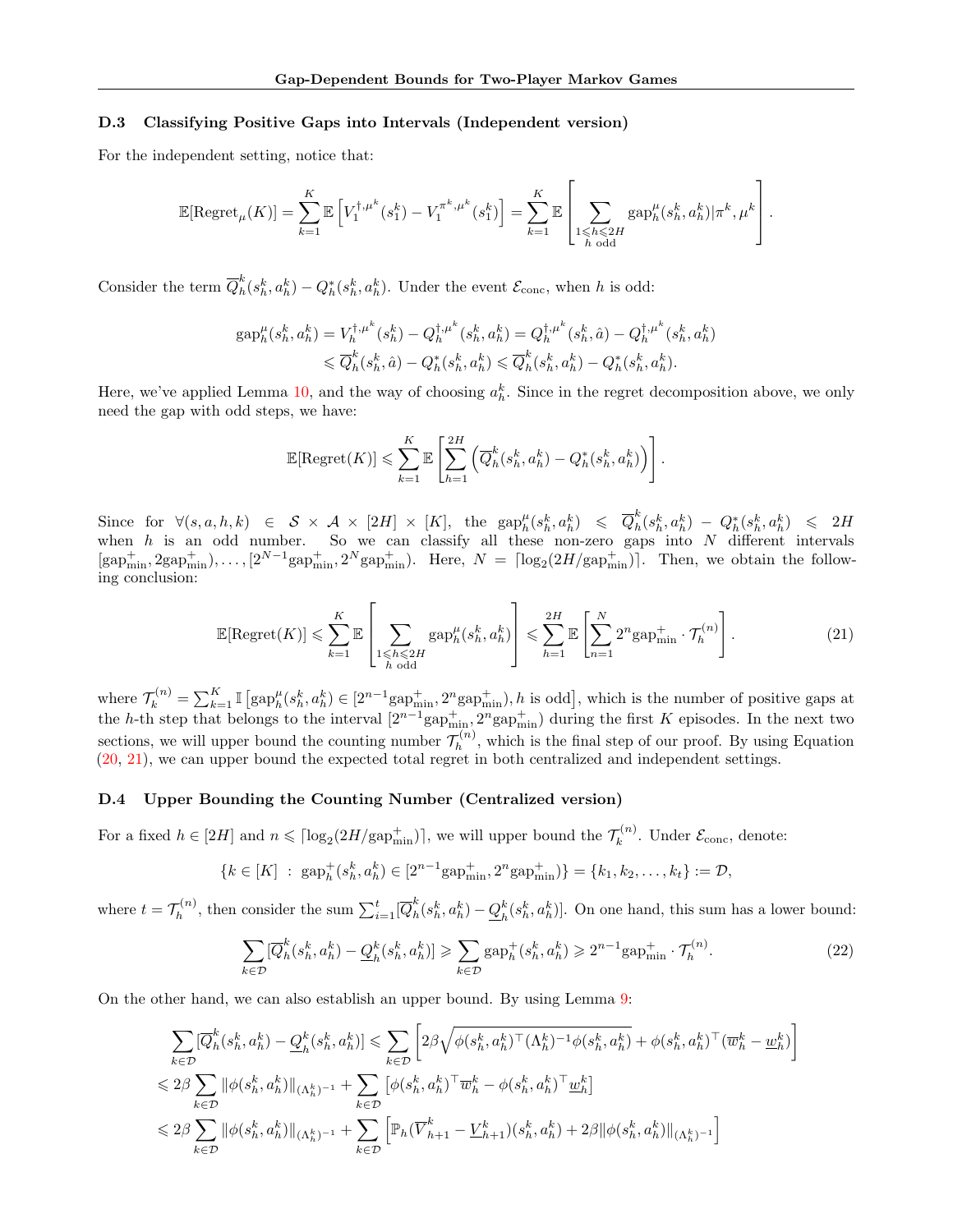### D.3 Classifying Positive Gaps into Intervals (Independent version)

For the independent setting, notice that:

$$\mathbb{E}[\text{Regret}_\mu(K)] = \sum_{k=1}^{K} \mathbb{E}\left[V_1^{\dagger,\mu^k}(s_1^k) - V_1^{\pi^k,\mu^k}(s_1^k)\right] = \sum_{k=1}^{K} \mathbb{E}\left[\sum_{\substack{1\leqslant h\leqslant 2H \\ h \text{ odd}}} \text{gap}_h^\mu(s_h^k, a_h^k)|\pi^k, \mu^k\right].$$

Consider the term $\overline{Q}_h^k(s_h^k, a_h^k) - Q_h^*(s_h^k, a_h^k)$. Under the event $\mathcal{E}_{\text{conc}}$, when $h$ is odd:

$$\begin{aligned}
\text{gap}_h^\mu(s_h^k, a_h^k) &= V_h^{\dagger,\mu^k}(s_h^k) - Q_h^{\dagger,\mu^k}(s_h^k, a_h^k) = Q_h^{\dagger,\mu^k}(s_h^k, \hat{a}) - Q_h^{\dagger,\mu^k}(s_h^k, a_h^k) \\
&\leqslant \overline{Q}_h^k(s_h^k, \hat{a}) - Q_h^*(s_h^k, a_h^k) \leqslant \overline{Q}_h^k(s_h^k, a_h^k) - Q_h^*(s_h^k, a_h^k).
\end{aligned}$$

Here, we've applied Lemma 10, and the way of choosing $a_h^k$. Since in the regret decomposition above, we only need the gap with odd steps, we have:

$$\mathbb{E}[\text{Regret}(K)] \leqslant \sum_{k=1}^{K} \mathbb{E}\left[\sum_{h=1}^{2H}\left(\overline{Q}_h^k(s_h^k, a_h^k) - Q_h^*(s_h^k, a_h^k)\right)\right].$$

Since for $\forall (s, a, h, k) \in \mathcal{S} \times \mathcal{A} \times [2H] \times [K]$, the $\text{gap}_h^\mu(s_h^k, a_h^k) \leqslant \overline{Q}_h^k(s_h^k, a_h^k) - Q_h^*(s_h^k, a_h^k) \leqslant 2H$ when $h$ is an odd number. So we can classify all these non-zero gaps into $N$ different intervals $[\text{gap}_{\min}^+, 2\text{gap}_{\min}^+), \ldots, [2^{N-1}\text{gap}_{\min}^+, 2^N\text{gap}_{\min}^+)$. Here, $N = \lceil \log_2(2H/\text{gap}_{\min}^+) \rceil$. Then, we obtain the following conclusion:

$$\mathbb{E}[\text{Regret}(K)] \leqslant \sum_{k=1}^{K} \mathbb{E}\left[\sum_{\substack{1\leqslant h\leqslant 2H \\ h \text{ odd}}} \text{gap}_h^\mu(s_h^k, a_h^k)\right] \leqslant \sum_{h=1}^{2H} \mathbb{E}\left[\sum_{n=1}^{N} 2^n \text{gap}_{\min}^+ \cdot \mathcal{T}_h^{(n)}\right]. \tag{21}$$

where $\mathcal{T}_k^{(n)} = \sum_{k=1}^{K} \mathbb{I}\left[\text{gap}_h^\mu(s_h^k, a_h^k) \in [2^{n-1}\text{gap}_{\min}^+, 2^n\text{gap}_{\min}^+), h \text{ is odd}\right]$, which is the number of positive gaps at the $h$-th step that belongs to the interval $[2^{n-1}\text{gap}_{\min}^+, 2^n\text{gap}_{\min}^+)$ during the first $K$ episodes. In the next two sections, we will upper bound the counting number $\mathcal{T}_h^{(n)}$, which is the final step of our proof. By using Equation (20, 21), we can upper bound the expected total regret in both centralized and independent settings.

### D.4 Upper Bounding the Counting Number (Centralized version)

For a fixed $h \in [2H]$ and $n \leqslant \lceil \log_2(2H/\text{gap}_{\min}^+) \rceil$, we will upper bound the $\mathcal{T}_k^{(n)}$. Under $\mathcal{E}_{\text{conc}}$, denote:

$$\{k \in [K] \ : \ \text{gap}_h^+(s_h^k, a_h^k) \in [2^{n-1}\text{gap}_{\min}^+, 2^n\text{gap}_{\min}^+)\} = \{k_1, k_2, \ldots, k_t\} := \mathcal{D},$$

where $t = \mathcal{T}_h^{(n)}$, then consider the sum $\sum_{i=1}^{t}[\overline{Q}_h^k(s_h^k, a_h^k) - \underline{Q}_h^k(s_h^k, a_h^k)]$. On one hand, this sum has a lower bound:

$$\sum_{k\in\mathcal{D}}[\overline{Q}_h^k(s_h^k, a_h^k) - \underline{Q}_h^k(s_h^k, a_h^k)] \geqslant \sum_{k\in\mathcal{D}} \text{gap}_h^+(s_h^k, a_h^k) \geqslant 2^{n-1}\text{gap}_{\min}^+ \cdot \mathcal{T}_h^{(n)}. \tag{22}$$

On the other hand, we can also establish an upper bound. By using Lemma 9:

$$\begin{aligned}
&\sum_{k\in\mathcal{D}}[\overline{Q}_h^k(s_h^k, a_h^k) - \underline{Q}_h^k(s_h^k, a_h^k)] \leqslant \sum_{k\in\mathcal{D}}\left[2\beta\sqrt{\phi(s_h^k, a_h^k)^\top(\Lambda_h^k)^{-1}\phi(s_h^k, a_h^k)} + \phi(s_h^k, a_h^k)^\top(\overline{w}_h^k - \underline{w}_h)\right] \\
&\leqslant 2\beta\sum_{k\in\mathcal{D}}\|\phi(s_h^k, a_h^k)\|_{(\Lambda_h^k)^{-1}} + \sum_{k\in\mathcal{D}}\left[\phi(s_h^k, a_h^k)^\top\overline{w}_h^k - \phi(s_h^k, a_h^k)^\top\underline{w}_h^k\right] \\
&\leqslant 2\beta\sum_{k\in\mathcal{D}}\|\phi(s_h^k, a_h^k)\|_{(\Lambda_h^k)^{-1}} + \sum_{k\in\mathcal{D}}\left[\mathbb{P}_h(\overline{V}_{h+1}^k - \underline{V}_{h+1}^k)(s_h^k, a_h^k) + 2\beta\|\phi(s_h^k, a_h^k)\|_{(\Lambda_h^k)^{-1}}\right]
\end{aligned}$$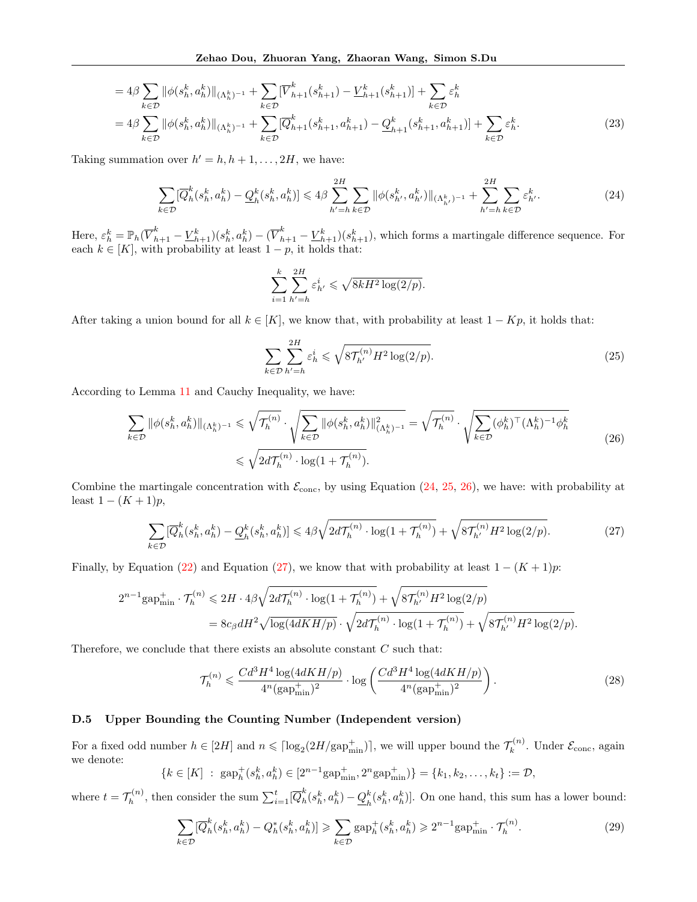$$
\begin{aligned}
&= 4\beta \sum_{k\in\mathcal{D}} \|\phi(s_h^k, a_h^k)\|_{(\Lambda_h^k)^{-1}} + \sum_{k\in\mathcal{D}} [\overline{V}_{h+1}^k(s_{h+1}^k) - \underline{V}_{h+1}^k(s_{h+1}^k)] + \sum_{k\in\mathcal{D}} \varepsilon_h^k \\
&= 4\beta \sum_{k\in\mathcal{D}} \|\phi(s_h^k, a_h^k)\|_{(\Lambda_h^k)^{-1}} + \sum_{k\in\mathcal{D}} [\overline{Q}_{h+1}^k(s_{h+1}^k, a_{h+1}^k) - \underline{Q}_{h+1}^k(s_{h+1}^k, a_{h+1}^k)] + \sum_{k\in\mathcal{D}} \varepsilon_h^k. \qquad (23)
\end{aligned}
$$

Taking summation over $h' = h, h+1, \ldots, 2H$, we have:

$$
\sum_{k\in\mathcal{D}} [\overline{Q}_h^k(s_h^k, a_h^k) - \underline{Q}_h^k(s_h^k, a_h^k)] \leqslant 4\beta \sum_{h'=h}^{2H} \sum_{k\in\mathcal{D}} \|\phi(s_{h'}^k, a_{h'}^k)\|_{(\Lambda_{h'}^k)^{-1}} + \sum_{h'=h}^{2H} \sum_{k\in\mathcal{D}} \varepsilon_{h'}^k. \qquad (24)
$$

Here, $\varepsilon_h^k = \mathbb{P}_h(\overline{V}_{h+1}^k - \underline{V}_{h+1}^k)(s_h^k, a_h^k) - (\overline{V}_{h+1}^k - \underline{V}_{h+1}^k)(s_{h+1}^k)$, which forms a martingale difference sequence. For each $k \in [K]$, with probability at least $1-p$, it holds that:

$$
\sum_{i=1}^{k} \sum_{h'=h}^{2H} \varepsilon_{h'}^i \leqslant \sqrt{8kH^2 \log(2/p)}.
$$

After taking a union bound for all $k \in [K]$, we know that, with probability at least $1 - Kp$, it holds that:

$$
\sum_{k\in\mathcal{D}} \sum_{h'=h}^{2H} \varepsilon_h^i \leqslant \sqrt{8\mathcal{T}_{h'}^{(n)} H^2 \log(2/p)}. \qquad (25)
$$

According to Lemma 11 and Cauchy Inequality, we have:

$$
\begin{aligned}
\sum_{k\in\mathcal{D}} \|\phi(s_h^k, a_h^k)\|_{(\Lambda_h^k)^{-1}} &\leqslant \sqrt{\mathcal{T}_h^{(n)}} \cdot \sqrt{\sum_{k\in\mathcal{D}} \|\phi(s_h^k, a_h^k)\|_{(\Lambda_h^k)^{-1}}^2} = \sqrt{\mathcal{T}_h^{(n)}} \cdot \sqrt{\sum_{k\in\mathcal{D}} (\phi_h^k)^\top (\Lambda_h^k)^{-1} \phi_h^k} \\
&\leqslant \sqrt{2d\mathcal{T}_h^{(n)} \cdot \log(1 + \mathcal{T}_h^{(n)})}. \qquad (26)
\end{aligned}
$$

Combine the martingale concentration with $\mathcal{E}_{\text{conc}}$, by using Equation (24, 25, 26), we have: with probability at least $1-(K+1)p$,

$$
\sum_{k\in\mathcal{D}} [\overline{Q}_h^k(s_h^k, a_h^k) - \underline{Q}_h^k(s_h^k, a_h^k)] \leqslant 4\beta \sqrt{2d\mathcal{T}_h^{(n)} \cdot \log(1 + \mathcal{T}_h^{(n)})} + \sqrt{8\mathcal{T}_{h'}^{(n)} H^2 \log(2/p)}. \qquad (27)
$$

Finally, by Equation (22) and Equation (27), we know that with probability at least $1-(K+1)p$:

$$
\begin{aligned}
2^{n-1}\text{gap}_{\min}^{+} \cdot \mathcal{T}_h^{(n)} &\leqslant 2H \cdot 4\beta \sqrt{2d\mathcal{T}_h^{(n)} \cdot \log(1 + \mathcal{T}_h^{(n)})} + \sqrt{8\mathcal{T}_{h'}^{(n)} H^2 \log(2/p)} \\
&= 8c_\beta dH^2 \sqrt{\log(4dKH/p)} \cdot \sqrt{2d\mathcal{T}_h^{(n)} \cdot \log(1 + \mathcal{T}_h^{(n)})} + \sqrt{8\mathcal{T}_{h'}^{(n)} H^2 \log(2/p)}.
\end{aligned}
$$

Therefore, we conclude that there exists an absolute constant $C$ such that:

$$
\mathcal{T}_h^{(n)} \leqslant \frac{Cd^3H^4 \log(4dKH/p)}{4^n (\text{gap}_{\min}^{+})^2} \cdot \log\left(\frac{Cd^3H^4 \log(4dKH/p)}{4^n (\text{gap}_{\min}^{+})^2}\right). \qquad (28)
$$

### D.5 Upper Bounding the Counting Number (Independent version)

For a fixed odd number $h \in [2H]$ and $n \leqslant \lceil \log_2(2H/\text{gap}_{\min}^{+}) \rceil$, we will upper bound the $\mathcal{T}_k^{(n)}$. Under $\mathcal{E}_{\text{conc}}$, again we denote:

$$
\{k \in [K] \ : \ \text{gap}_h^{+}(s_h^k, a_h^k) \in [2^{n-1}\text{gap}_{\min}^{+}, 2^n \text{gap}_{\min}^{+})\} = \{k_1, k_2, \ldots, k_t\} := \mathcal{D},
$$

where $t = \mathcal{T}_h^{(n)}$, then consider the sum $\sum_{i=1}^{t} [\overline{Q}_h^k(s_h^k, a_h^k) - \underline{Q}_h^k(s_h^k, a_h^k)]$. On one hand, this sum has a lower bound:

$$
\sum_{k\in\mathcal{D}} [\overline{Q}_h^k(s_h^k, a_h^k) - Q_h^*(s_h^k, a_h^k)] \geqslant \sum_{k\in\mathcal{D}} \text{gap}_h^{+}(s_h^k, a_h^k) \geqslant 2^{n-1}\text{gap}_{\min}^{+} \cdot \mathcal{T}_h^{(n)}. \qquad (29)
$$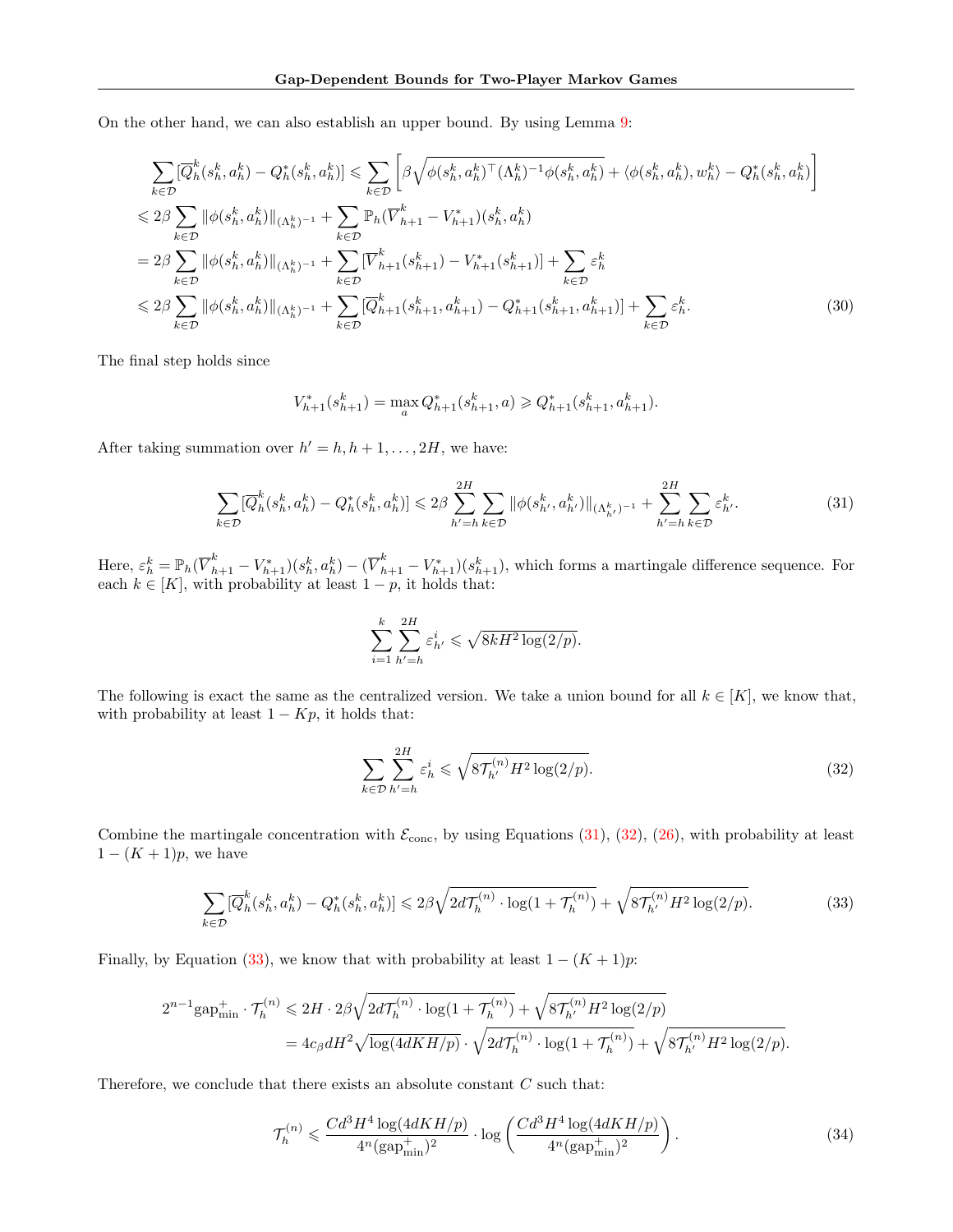On the other hand, we can also establish an upper bound. By using Lemma 9:

$$
\begin{aligned}
\sum_{k\in\mathcal{D}}[\overline{Q}_h^k(s_h^k,a_h^k)-Q_h^*(s_h^k,a_h^k)] &\leqslant \sum_{k\in\mathcal{D}}\left[\beta\sqrt{\phi(s_h^k,a_h^k)^\top(\Lambda_h^k)^{-1}\phi(s_h^k,a_h^k)}+\langle\phi(s_h^k,a_h^k),w_h^k\rangle-Q_h^*(s_h^k,a_h^k)\right]\\
&\leqslant 2\beta\sum_{k\in\mathcal{D}}\|\phi(s_h^k,a_h^k)\|_{(\Lambda_h^k)^{-1}}+\sum_{k\in\mathcal{D}}\mathbb{P}_h(\overline{V}_{h+1}^k-V_{h+1}^*)(s_h^k,a_h^k)\\
&= 2\beta\sum_{k\in\mathcal{D}}\|\phi(s_h^k,a_h^k)\|_{(\Lambda_h^k)^{-1}}+\sum_{k\in\mathcal{D}}[\overline{V}_{h+1}^k(s_{h+1}^k)-V_{h+1}^*(s_{h+1}^k)]+\sum_{k\in\mathcal{D}}\varepsilon_h^k\\
&\leqslant 2\beta\sum_{k\in\mathcal{D}}\|\phi(s_h^k,a_h^k)\|_{(\Lambda_h^k)^{-1}}+\sum_{k\in\mathcal{D}}[\overline{Q}_{h+1}^k(s_{h+1}^k,a_{h+1}^k)-Q_{h+1}^*(s_{h+1}^k,a_{h+1}^k)]+\sum_{k\in\mathcal{D}}\varepsilon_h^k. 
\end{aligned}
\tag{30}
$$

The final step holds since

$$
V_{h+1}^*(s_{h+1}^k)=\max_a Q_{h+1}^*(s_{h+1}^k,a)\geqslant Q_{h+1}^*(s_{h+1}^k,a_{h+1}^k).
$$

After taking summation over $h'=h,h+1,\ldots,2H$, we have:

$$
\sum_{k\in\mathcal{D}}[\overline{Q}_h^k(s_h^k,a_h^k)-Q_h^*(s_h^k,a_h^k)]\leqslant 2\beta\sum_{h'=h}^{2H}\sum_{k\in\mathcal{D}}\|\phi(s_{h'}^k,a_{h'}^k)\|_{(\Lambda_{h'}^k)^{-1}}+\sum_{h'=h}^{2H}\sum_{k\in\mathcal{D}}\varepsilon_{h'}^k. \tag{31}
$$

Here, $\varepsilon_h^k=\mathbb{P}_h(\overline{V}_{h+1}^k-V_{h+1}^*)(s_h^k,a_h^k)-(\overline{V}_{h+1}^k-V_{h+1}^*)(s_{h+1}^k)$, which forms a martingale difference sequence. For each $k\in[K]$, with probability at least $1-p$, it holds that:

$$
\sum_{i=1}^k\sum_{h'=h}^{2H}\varepsilon_{h'}^i\leqslant\sqrt{8kH^2\log(2/p)}.
$$

The following is exact the same as the centralized version. We take a union bound for all $k\in[K]$, we know that, with probability at least $1-Kp$, it holds that:

$$
\sum_{k\in\mathcal{D}}\sum_{h'=h}^{2H}\varepsilon_h^i\leqslant\sqrt{8\mathcal{T}_{h'}^{(n)}H^2\log(2/p)}. \tag{32}
$$

Combine the martingale concentration with $\mathcal{E}_{\text{conc}}$, by using Equations (31), (32), (26), with probability at least $1-(K+1)p$, we have

$$
\sum_{k\in\mathcal{D}}[\overline{Q}_h^k(s_h^k,a_h^k)-Q_h^*(s_h^k,a_h^k)]\leqslant 2\beta\sqrt{2d\mathcal{T}_h^{(n)}\cdot\log(1+\mathcal{T}_h^{(n)})}+\sqrt{8\mathcal{T}_{h'}^{(n)}H^2\log(2/p)}. \tag{33}
$$

Finally, by Equation (33), we know that with probability at least $1-(K+1)p$:

$$
\begin{aligned}
2^{n-1}\text{gap}_{\min}^+\cdot\mathcal{T}_h^{(n)}&\leqslant 2H\cdot 2\beta\sqrt{2d\mathcal{T}_h^{(n)}\cdot\log(1+\mathcal{T}_h^{(n)})}+\sqrt{8\mathcal{T}_{h'}^{(n)}H^2\log(2/p)}\\
&=4c_\beta dH^2\sqrt{\log(4dKH/p)}\cdot\sqrt{2d\mathcal{T}_h^{(n)}\cdot\log(1+\mathcal{T}_h^{(n)})}+\sqrt{8\mathcal{T}_{h'}^{(n)}H^2\log(2/p)}.
\end{aligned}
$$

Therefore, we conclude that there exists an absolute constant $C$ such that:

$$
\mathcal{T}_h^{(n)}\leqslant\frac{Cd^3H^4\log(4dKH/p)}{4^n(\text{gap}_{\min}^+)^2}\cdot\log\left(\frac{Cd^3H^4\log(4dKH/p)}{4^n(\text{gap}_{\min}^+)^2}\right). \tag{34}
$$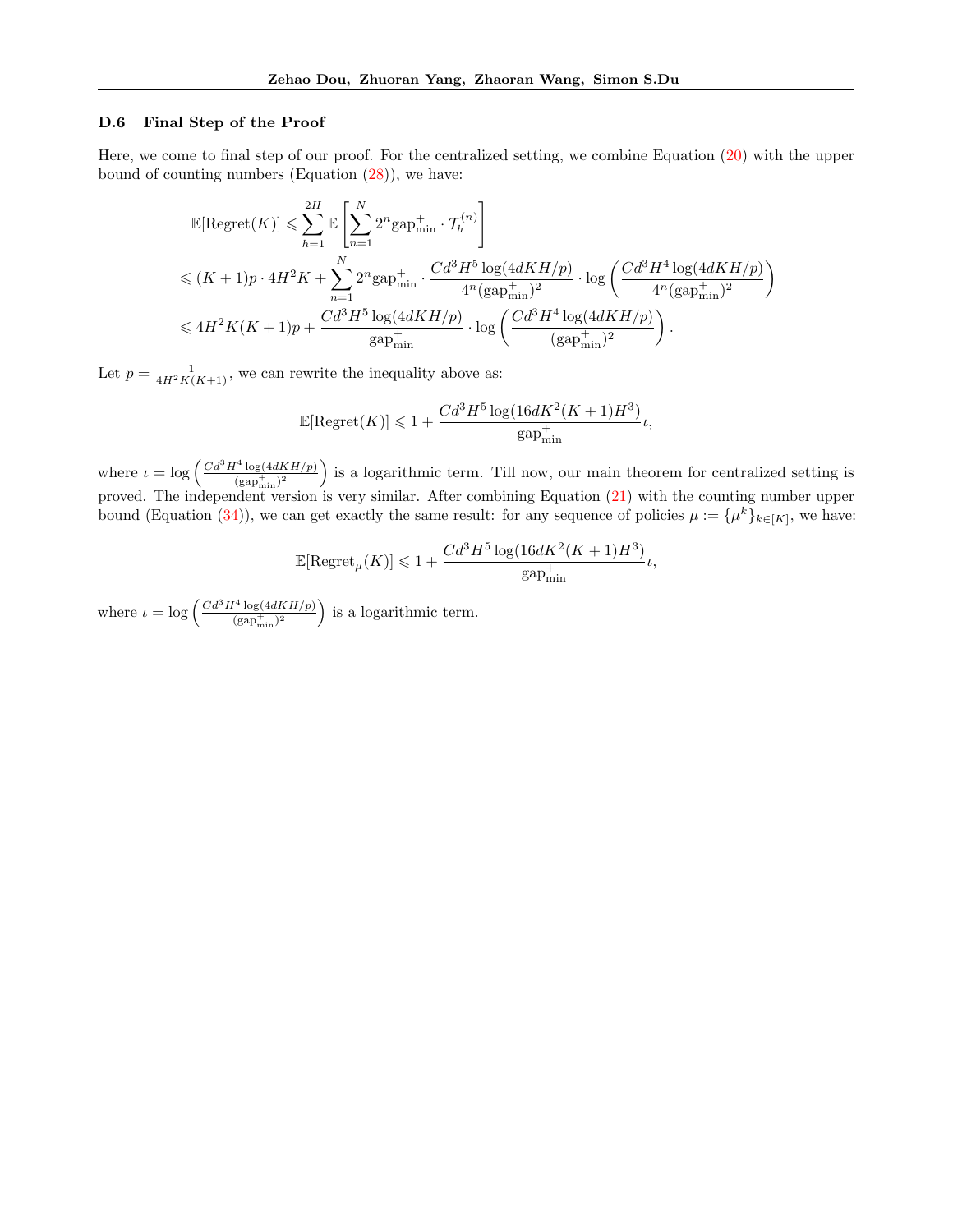### D.6 Final Step of the Proof

Here, we come to final step of our proof. For the centralized setting, we combine Equation (20) with the upper bound of counting numbers (Equation (28)), we have:

$$
\begin{aligned}
\mathbb{E}[\text{Regret}(K)] &\leqslant \sum_{h=1}^{2H} \mathbb{E}\left[\sum_{n=1}^{N} 2^n \text{gap}_{\min}^{+} \cdot \mathcal{T}_h^{(n)}\right] \\
&\leqslant (K+1)p \cdot 4H^2 K + \sum_{n=1}^{N} 2^n \text{gap}_{\min}^{+} \cdot \frac{Cd^3 H^5 \log(4dKH/p)}{4^n (\text{gap}_{\min}^{+})^2} \cdot \log\left(\frac{Cd^3 H^4 \log(4dKH/p)}{4^n (\text{gap}_{\min}^{+})^2}\right) \\
&\leqslant 4H^2 K(K+1)p + \frac{Cd^3 H^5 \log(4dKH/p)}{\text{gap}_{\min}^{+}} \cdot \log\left(\frac{Cd^3 H^4 \log(4dKH/p)}{(\text{gap}_{\min}^{+})^2}\right).
\end{aligned}
$$

Let $p = \frac{1}{4H^2 K(K+1)}$, we can rewrite the inequality above as:

$$
\mathbb{E}[\text{Regret}(K)] \leqslant 1 + \frac{Cd^3 H^5 \log(16dK^2(K+1)H^3)}{\text{gap}_{\min}^{+}} \iota,
$$

where $\iota = \log\left(\frac{Cd^3 H^4 \log(4dKH/p)}{(\text{gap}_{\min}^{+})^2}\right)$ is a logarithmic term. Till now, our main theorem for centralized setting is proved. The independent version is very similar. After combining Equation (21) with the counting number upper bound (Equation (34)), we can get exactly the same result: for any sequence of policies $\mu := \{\mu^k\}_{k \in [K]}$, we have:

$$
\mathbb{E}[\text{Regret}_{\mu}(K)] \leqslant 1 + \frac{Cd^3 H^5 \log(16dK^2(K+1)H^3)}{\text{gap}_{\min}^{+}} \iota,
$$

where $\iota = \log\left(\frac{Cd^3 H^4 \log(4dKH/p)}{(\text{gap}_{\min}^{+})^2}\right)$ is a logarithmic term.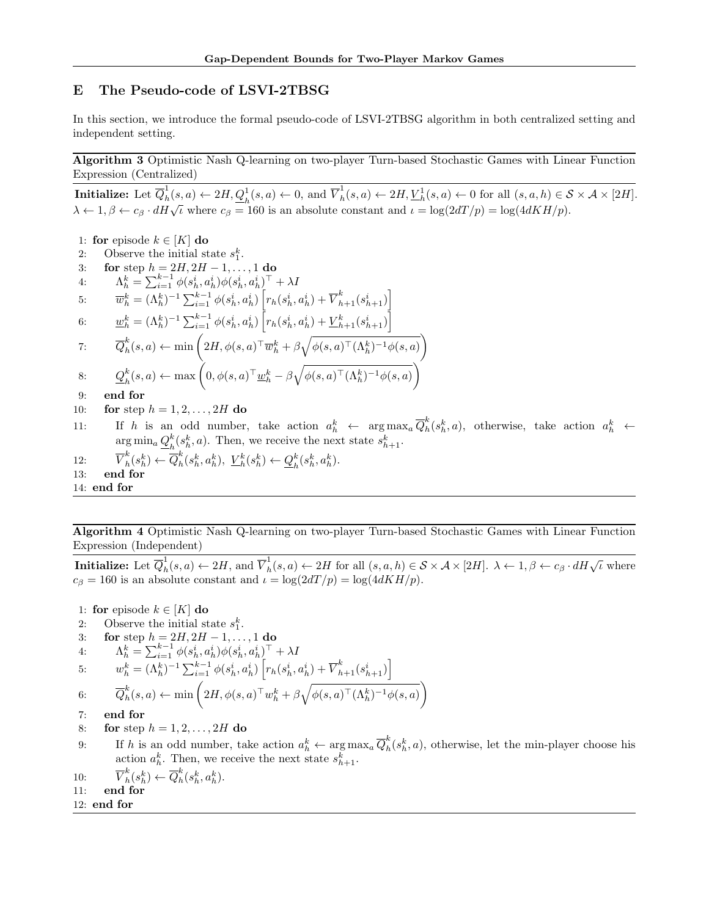## E The Pseudo-code of LSVI-2TBSG

In this section, we introduce the formal pseudo-code of LSVI-2TBSG algorithm in both centralized setting and independent setting.

**Algorithm 3** Optimistic Nash Q-learning on two-player Turn-based Stochastic Games with Linear Function Expression (Centralized)

**Initialize:** Let $\overline{Q}_h^1(s,a) \leftarrow 2H, \underline{Q}_h^1(s,a) \leftarrow 0$, and $\overline{V}_h^1(s,a) \leftarrow 2H, \underline{V}_h^1(s,a) \leftarrow 0$ for all $(s,a,h) \in \mathcal{S} \times \mathcal{A} \times [2H]$. $\lambda \leftarrow 1, \beta \leftarrow c_\beta \cdot dH\sqrt{\iota}$ where $c_\beta = 160$ is an absolute constant and $\iota = \log(2dT/p) = \log(4dKH/p)$.

1: **for** episode $k \in [K]$ **do**
2: Observe the initial state $s_1^k$.
3: **for** step $h = 2H, 2H-1, \ldots, 1$ **do**
4: $\Lambda_h^k = \sum_{i=1}^{k-1} \phi(s_h^i, a_h^i)\phi(s_h^i, a_h^i)^\top + \lambda I$
5: $\overline{w}_h^k = (\Lambda_h^k)^{-1} \sum_{i=1}^{k-1} \phi(s_h^i, a_h^i)\left[r_h(s_h^i, a_h^i) + \overline{V}_{h+1}^k(s_{h+1}^i)\right]$
6: $\underline{w}_h^k = (\Lambda_h^k)^{-1} \sum_{i=1}^{k-1} \phi(s_h^i, a_h^i)\left[r_h(s_h^i, a_h^i) + \underline{V}_{h+1}^k(s_{h+1}^i)\right]$
7: $\overline{Q}_h^k(s,a) \leftarrow \min\left(2H, \phi(s,a)^\top \overline{w}_h^k + \beta\sqrt{\phi(s,a)^\top(\Lambda_h^k)^{-1}\phi(s,a)}\right)$
8: $\underline{Q}_h^k(s,a) \leftarrow \max\left(0, \phi(s,a)^\top \underline{w}_h^k - \beta\sqrt{\phi(s,a)^\top(\Lambda_h^k)^{-1}\phi(s,a)}\right)$
9: **end for**
10: **for** step $h = 1, 2, \ldots, 2H$ **do**
11: If $h$ is an odd number, take action $a_h^k \leftarrow \arg\max_a \overline{Q}_h^k(s_h^k, a)$, otherwise, take action $a_h^k \leftarrow \arg\min_a \underline{Q}_h^k(s_h^k, a)$. Then, we receive the next state $s_{h+1}^k$.
12: $\overline{V}_h^k(s_h^k) \leftarrow \overline{Q}_h^k(s_h^k, a_h^k)$, $\underline{V}_h^k(s_h^k) \leftarrow \underline{Q}_h^k(s_h^k, a_h^k)$.
13: **end for**
14: **end for**

**Algorithm 4** Optimistic Nash Q-learning on two-player Turn-based Stochastic Games with Linear Function Expression (Independent)

**Initialize:** Let $\overline{Q}_h^1(s,a) \leftarrow 2H$, and $\overline{V}_h^1(s,a) \leftarrow 2H$ for all $(s,a,h) \in \mathcal{S} \times \mathcal{A} \times [2H]$. $\lambda \leftarrow 1, \beta \leftarrow c_\beta \cdot dH\sqrt{\iota}$ where $c_\beta = 160$ is an absolute constant and $\iota = \log(2dT/p) = \log(4dKH/p)$.

1: **for** episode $k \in [K]$ **do**
2: Observe the initial state $s_1^k$.
3: **for** step $h = 2H, 2H-1, \ldots, 1$ **do**
4: $\Lambda_h^k = \sum_{i=1}^{k-1} \phi(s_h^i, a_h^i)\phi(s_h^i, a_h^i)^\top + \lambda I$
5: $w_h^k = (\Lambda_h^k)^{-1} \sum_{i=1}^{k-1} \phi(s_h^i, a_h^i)\left[r_h(s_h^i, a_h^i) + \overline{V}_{h+1}^k(s_{h+1}^i)\right]$
6: $\overline{Q}_h^k(s,a) \leftarrow \min\left(2H, \phi(s,a)^\top w_h^k + \beta\sqrt{\phi(s,a)^\top(\Lambda_h^k)^{-1}\phi(s,a)}\right)$
7: **end for**
8: **for** step $h = 1, 2, \ldots, 2H$ **do**
9: If $h$ is an odd number, take action $a_h^k \leftarrow \arg\max_a \overline{Q}_h^k(s_h^k, a)$, otherwise, let the min-player choose his action $a_h^k$. Then, we receive the next state $s_{h+1}^k$.
10: $\overline{V}_h^k(s_h^k) \leftarrow \overline{Q}_h^k(s_h^k, a_h^k)$.
11: **end for**
12: **end for**